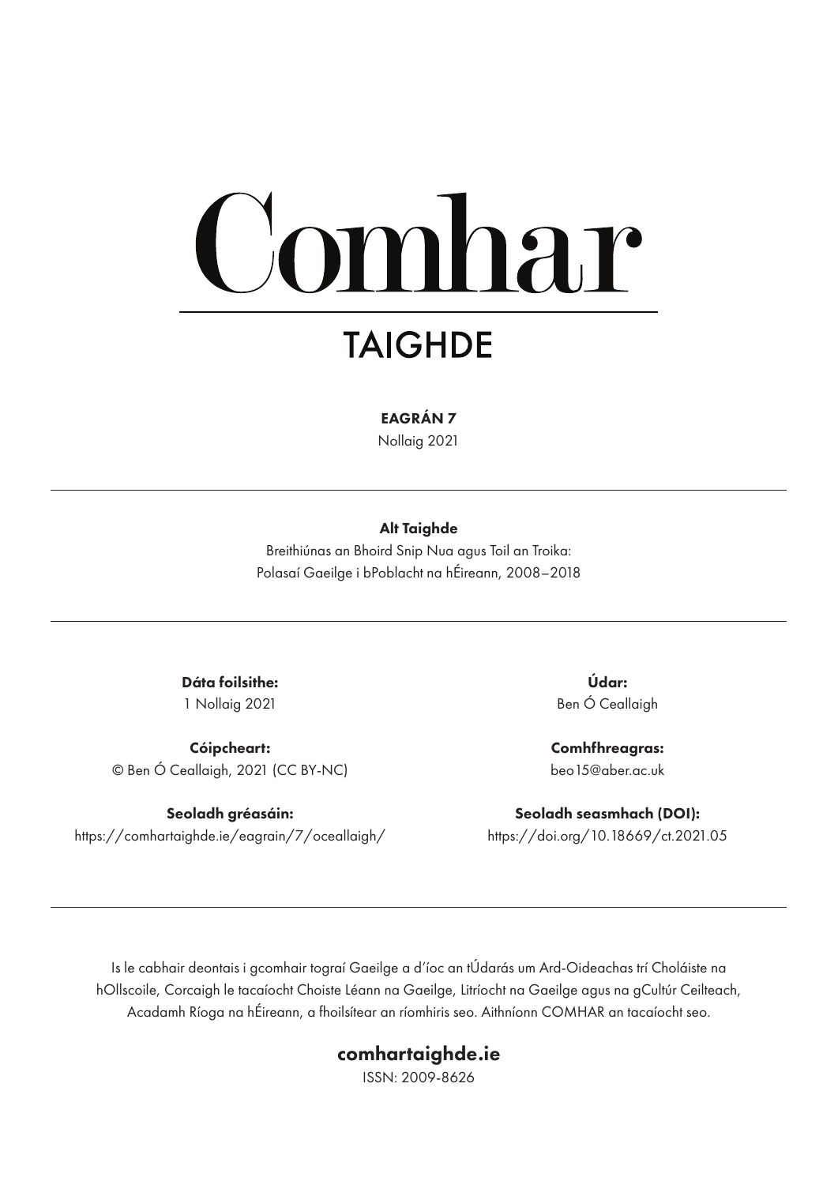# Comhar

## TAIGHDE

**EAGRÁN 7**

Nollaig 2021

---

**Alt Taighde**

Breithiúnas an Bhoird Snip Nua agus Toil an Troika: Polasaí Gaeilge i bPoblacht na hÉireann, 2008–2018

---

**Dáta foilsithe:**
1 Nollaig 2021

**Údar:**
Ben Ó Ceallaigh

**Cóipcheart:**
© Ben Ó Ceallaigh, 2021 (CC BY-NC)

**Comhfhreagras:**
beo15@aber.ac.uk

**Seoladh gréasáin:**
https://comhartaighde.ie/eagrain/7/oceallaigh/

**Seoladh seasmhach (DOI):**
https://doi.org/10.18669/ct.2021.05

---

Is le cabhair deontais i gcomhair tograí Gaeilge a d'íoc an tÚdarás um Ard-Oideachas trí Choláiste na hOllscoile, Corcaigh le tacaíocht Choiste Léann na Gaeilge, Litríocht na Gaeilge agus na gCultúr Ceilteach, Acadamh Ríoga na hÉireann, a fhoilsítear an ríomhiris seo. Aithníonn COMHAR an tacaíocht seo.

**comhartaighde.ie**

ISSN: 2009-8626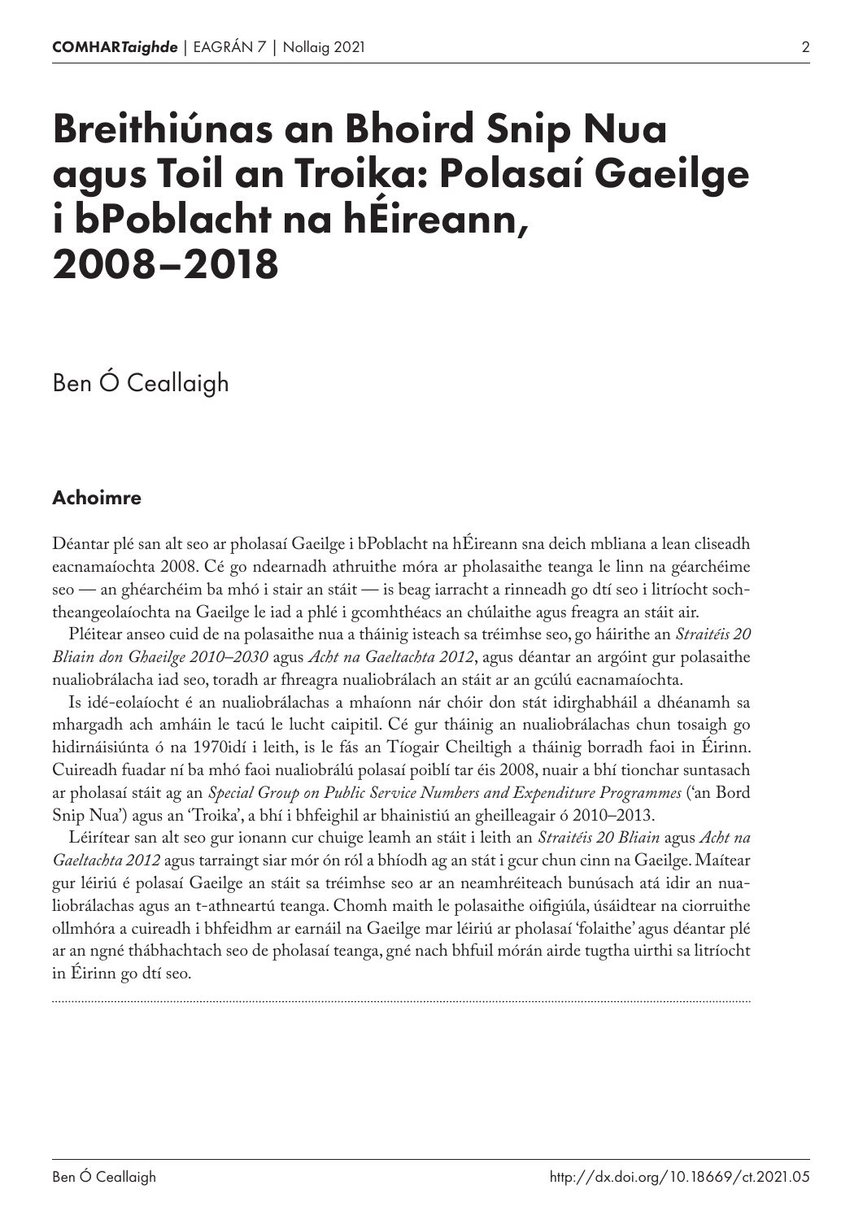# Breithiúnas an Bhoird Snip Nua agus Toil an Troika: Polasaí Gaeilge i bPoblacht na hÉireann, 2008–2018

Ben Ó Ceallaigh

## Achoimre

Déantar plé san alt seo ar pholasaí Gaeilge i bPoblacht na hÉireann sna deich mbliana a lean cliseadh eacnamaíochta 2008. Cé go ndearnadh athruithe móra ar pholasaithe teanga le linn na géarchéime seo — an ghéarchéim ba mhó i stair an stáit — is beag iarracht a rinneadh go dtí seo i litríocht soch-theangeolaíochta na Gaeilge le iad a phlé i gcomhthéacs an chúlaithe agus freagra an stáit air.

Pléitear anseo cuid de na polasaithe nua a tháinig isteach sa tréimhse seo, go háirithe an *Straitéis 20 Bliain don Ghaeilge 2010–2030* agus *Acht na Gaeltachta 2012*, agus déantar an argóint gur polasaithe nualiobrálacha iad seo, toradh ar fhreagra nualiobrálach an stáit ar an gcúlú eacnamaíochta.

Is idé-eolaíocht é an nualiobrálachas a mhaíonn nár chóir don stát idirghabháil a dhéanamh sa mhargadh ach amháin le tacú le lucht caipitil. Cé gur tháinig an nualiobrálachas chun tosaigh go hidirnáisiúnta ó na 1970idí i leith, is le fás an Tíogair Cheiltigh a tháinig borradh faoi in Éirinn. Cuireadh fuadar ní ba mhó faoi nualiobrálú polasaí poiblí tar éis 2008, nuair a bhí tionchar suntasach ar pholasaí stáit ag an *Special Group on Public Service Numbers and Expenditure Programmes* ('an Bord Snip Nua') agus an 'Troika', a bhí i bhfeighil ar bhainistiú an gheilleagair ó 2010–2013.

Léirítear san alt seo gur ionann cur chuige leamh an stáit i leith an *Straitéis 20 Bliain* agus *Acht na Gaeltachta 2012* agus tarraingt siar mór ón ról a bhíodh ag an stát i gcur chun cinn na Gaeilge. Maítear gur léiriú é polasaí Gaeilge an stáit sa tréimhse seo ar an neamhréiteach bunúsach atá idir an nualiobrálachas agus an t-athneartú teanga. Chomh maith le polasaithe oifigiúla, úsáidtear na ciorruithe ollmhóra a cuireadh i bhfeidhm ar earnáil na Gaeilge mar léiriú ar pholasaí 'folaithe' agus déantar plé ar an ngné thábhachtach seo de pholasaí teanga, gné nach bhfuil mórán airde tugtha uirthi sa litríocht in Éirinn go dtí seo.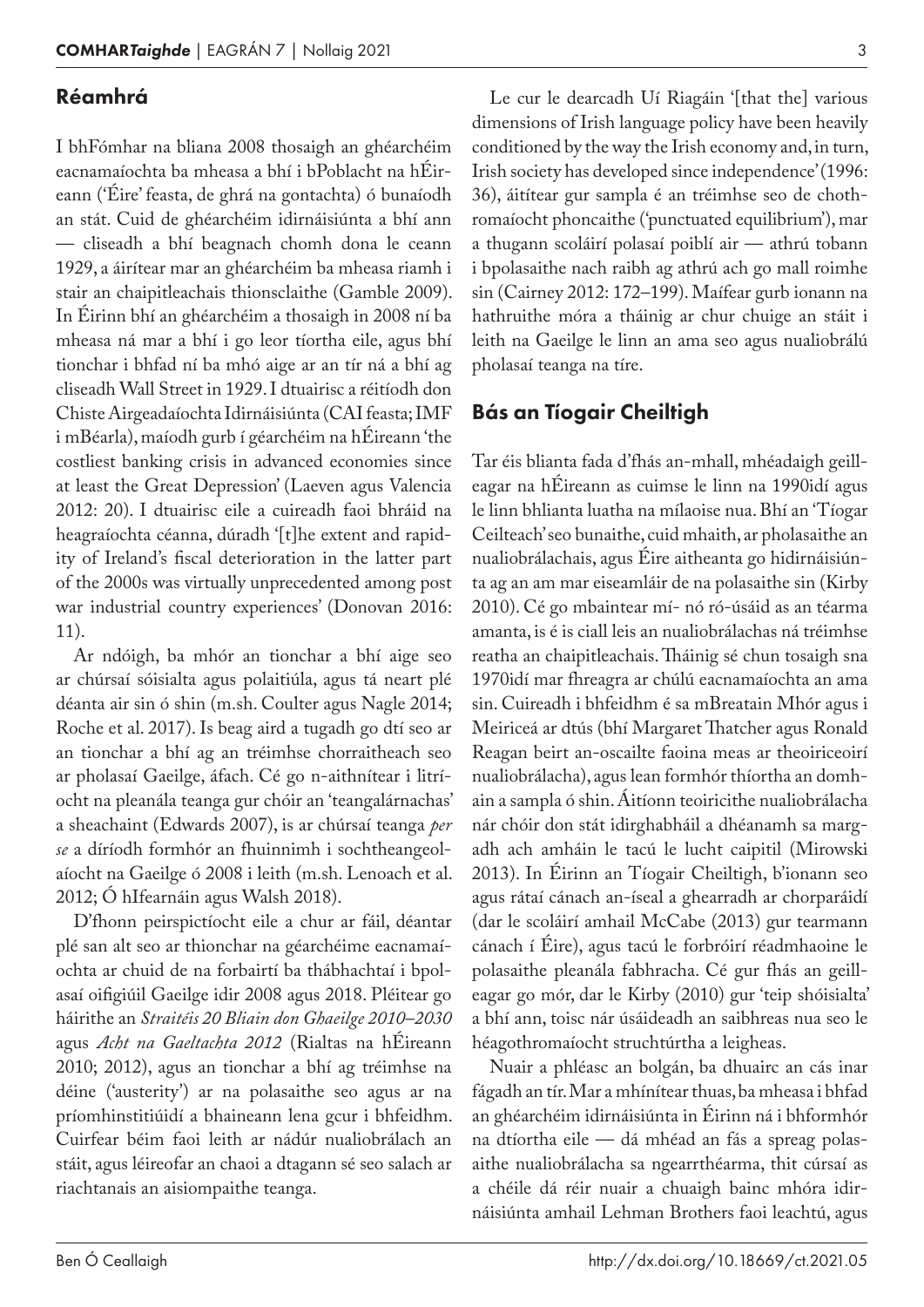## Réamhrá

I bhFómhar na bliana 2008 thosaigh an ghéarchéim eacnamaíochta ba mheasa a bhí i bPoblacht na hÉireann ('Éire' feasta, de ghrá na gontachta) ó bunaíodh an stát. Cuid de ghéarchéim idirnáisiúnta a bhí ann — cliseadh a bhí beagnach chomh dona le ceann 1929, a áirítear mar an ghéarchéim ba mheasa riamh i stair an chaipitleachais thionsclaithe (Gamble 2009). In Éirinn bhí an ghéarchéim a thosaigh in 2008 ní ba mheasa ná mar a bhí i go leor tíortha eile, agus bhí tionchar i bhfad ní ba mhó aige ar an tír ná a bhí ag cliseadh Wall Street in 1929. I dtuairisc a réitíodh don Chiste Airgeadaíochta Idirnáisiúnta (CAI feasta; IMF i mBéarla), maíodh gurb í géarchéim na hÉireann 'the costliest banking crisis in advanced economies since at least the Great Depression' (Laeven agus Valencia 2012: 20). I dtuairisc eile a cuireadh faoi bhráid na heagraíochta céanna, dúradh '[t]he extent and rapidity of Ireland's fiscal deterioration in the latter part of the 2000s was virtually unprecedented among post war industrial country experiences' (Donovan 2016: 11).

Ar ndóigh, ba mhór an tionchar a bhí aige seo ar chúrsaí sóisialta agus polaitiúla, agus tá neart plé déanta air sin ó shin (m.sh. Coulter agus Nagle 2014; Roche et al. 2017). Is beag aird a tugadh go dtí seo ar an tionchar a bhí ag an tréimhse chorraitheach seo ar pholasaí Gaeilge, áfach. Cé go n-aithnítear i litríocht na pleanála teanga gur chóir an 'teangalárnachas' a sheachaint (Edwards 2007), is ar chúrsaí teanga *per se* a díríodh formhór an fhuinnimh i sochtheangeolaíocht na Gaeilge ó 2008 i leith (m.sh. Lenoach et al. 2012; Ó hIfearnáin agus Walsh 2018).

D'fhonn peirspictíocht eile a chur ar fáil, déantar plé san alt seo ar thionchar na géarchéime eacnamaíochta ar chuid de na forbairtí ba thábhachtaí i bpolasaí oifigiúil Gaeilge idir 2008 agus 2018. Pléitear go háirithe an *Straitéis 20 Bliain don Ghaeilge 2010–2030* agus *Acht na Gaeltachta 2012* (Rialtas na hÉireann 2010; 2012), agus an tionchar a bhí ag tréimhse na déine ('austerity') ar na polasaithe seo agus ar na príomhinstitiúidí a bhaineann lena gcur i bhfeidhm. Cuirfear béim faoi leith ar nádúr nualiobrálach an stáit, agus léireofar an chaoi a dtagann sé seo salach ar riachtanais an aisiompaithe teanga.

Le cur le dearcadh Uí Riagáin '[that the] various dimensions of Irish language policy have been heavily conditioned by the way the Irish economy and, in turn, Irish society has developed since independence' (1996: 36), áitítear gur sampla é an tréimhse seo de chothromaíocht phoncaithe ('punctuated equilibrium'), mar a thugann scoláirí polasaí poiblí air — athrú tobann i bpolasaithe nach raibh ag athrú ach go mall roimhe sin (Cairney 2012: 172–199). Maítear gurb ionann na hathruithe móra a tháinig ar chur chuige an stáit i leith na Gaeilge le linn an ama seo agus nualiobrálú pholasaí teanga na tíre.

## Bás an Tíogair Cheiltigh

Tar éis blianta fada d'fhás an-mhall, mhéadaigh geilleagar na hÉireann as cuimse le linn na 1990idí agus le linn bhlianta luatha na mílaoise nua. Bhí an 'Tíogar Ceilteach' seo bunaithe, cuid mhaith, ar pholasaithe an nualiobrálachais, agus Éire aitheanta go hidirnáisiúnta ag an am mar eiseamláir de na polasaithe sin (Kirby 2010). Cé go mbaintear mí- nó ró-úsáid as an téarma amanta, is é is ciall leis an nualiobrálachas ná tréimhse reatha an chaipitleachais. Tháinig sé chun tosaigh sna 1970idí mar fhreagra ar chúlú eacnamaíochta an ama sin. Cuireadh i bhfeidhm é sa mBreatain Mhór agus i Meiriceá ar dtús (bhí Margaret Thatcher agus Ronald Reagan beirt an-oscailte faoina meas ar theoiriceoirí nualiobrálacha), agus lean formhór thíortha an domhain a sampla ó shin. Áitíonn teoiricithe nualiobrálacha nár chóir don stát idirghabháil a dhéanamh sa margadh ach amháin le tacú le lucht caipitil (Mirowski 2013). In Éirinn an Tíogair Cheiltigh, b'ionann seo agus rátaí cánach an-íseal a ghearradh ar chorparáidí (dar le scoláirí amhail McCabe (2013) gur tearmann cánach í Éire), agus tacú le forbróirí réadmhaoine le polasaithe pleanála fabhracha. Cé gur fhás an geilleagar go mór, dar le Kirby (2010) gur 'teip shóisialta' a bhí ann, toisc nár úsáideadh an saibhreas nua seo le héagothromaíocht struchtúrtha a leigheas.

Nuair a phléasc an bolgán, ba dhuairc an cás inar fágadh an tír. Mar a mhínítear thuas, ba mheasa i bhfad an ghéarchéim idirnáisiúnta in Éirinn ná i bhformhór na dtíortha eile — dá mhéad an fás a spreag polasaithe nualiobrálacha sa ngearrthéarma, thit cúrsaí as a chéile dá réir nuair a chuaigh bainc mhóra idirnáisiúnta amhail Lehman Brothers faoi leachtú, agus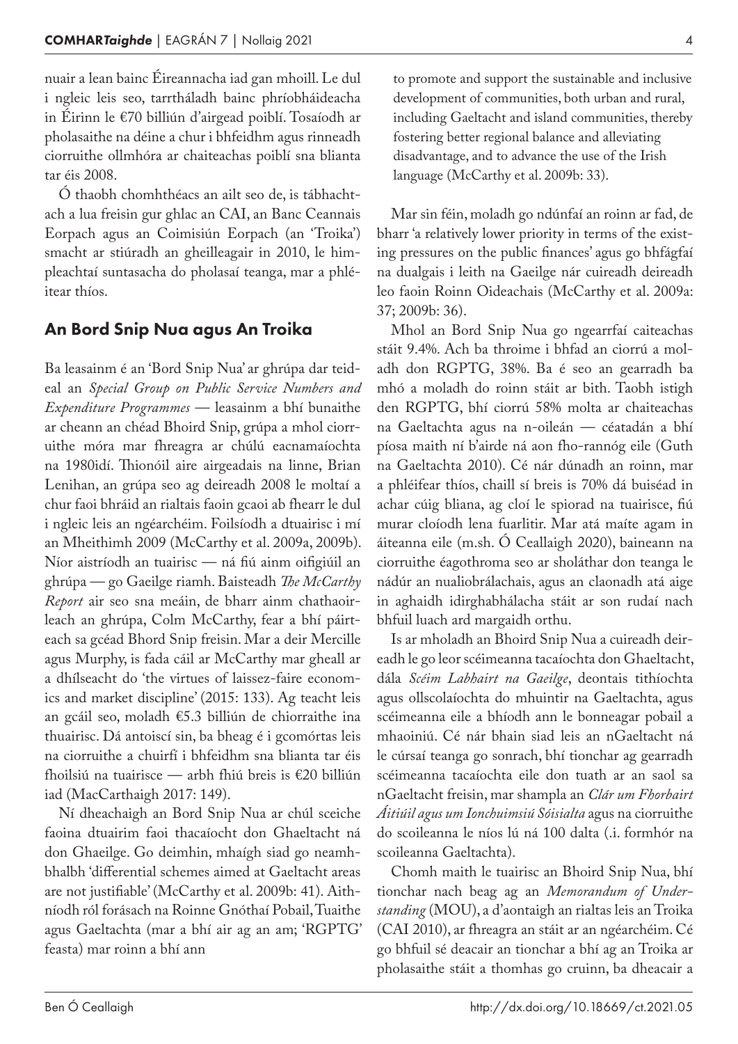nuair a lean bainc Éireannacha iad gan mhoill. Le dul i ngleic leis seo, tarrtháladh bainc phríobháideacha in Éirinn le €70 billiún d'airgead poiblí. Tosaíodh ar pholasaithe na déine a chur i bhfeidhm agus rinneadh ciorruithe ollmhóra ar chaiteachas poiblí sna blianta tar éis 2008.

Ó thaobh chomhthéacs an ailt seo de, is tábhachtach a lua freisin gur ghlac an CAI, an Banc Ceannais Eorpach agus an Coimisiún Eorpach (an 'Troika') smacht ar stiúradh an gheilleagair in 2010, le himpleachtaí suntasacha do pholasaí teanga, mar a phléitear thíos.

## An Bord Snip Nua agus An Troika

Ba leasainm é an 'Bord Snip Nua' ar ghrúpa dar teideal an *Special Group on Public Service Numbers and Expenditure Programmes* — leasainm a bhí bunaithe ar cheann an chéad Bhoird Snip, grúpa a mhol ciorruithe móra mar fhreagra ar chúlú eacnamaíochta na 1980idí. Thionóil aire airgeadais na linne, Brian Lenihan, an grúpa seo ag deireadh 2008 le moltaí a chur faoi bhráid an rialtais faoin gcaoi ab fhearr le dul i ngleic leis an ngéarchéim. Foilsíodh a dtuairisc i mí an Mheithimh 2009 (McCarthy et al. 2009a, 2009b). Níor aistríodh an tuairisc — ná fiú ainm oifigiúil an ghrúpa — go Gaeilge riamh. Baisteadh *The McCarthy Report* air seo sna meáin, de bharr ainm chathaoirleach an ghrúpa, Colm McCarthy, fear a bhí páirteach sa gcéad Bhord Snip freisin. Mar a deir Mercille agus Murphy, is fada cáil ar McCarthy mar gheall ar a dhílseacht do 'the virtues of laissez-faire economics and market discipline' (2015: 133). Ag teacht leis an gcáil seo, moladh €5.3 billiún de chiorraithe ina thuairisc. Dá antoiscí sin, ba bheag é i gcomórtas leis na ciorruithe a chuirfí i bhfeidhm sna blianta tar éis fhoilsiú na tuairisce — arbh fhiú breis is €20 billiún iad (MacCarthaigh 2017: 149).

Ní dheachaigh an Bord Snip Nua ar chúl sceiche faoina dtuairim faoi thacaíocht don Ghaeltacht ná don Ghaeilge. Go deimhin, mhaígh siad go neamhbhalbh 'differential schemes aimed at Gaeltacht areas are not justifiable' (McCarthy et al. 2009b: 41). Aithníodh ról forásach na Roinne Gnóthaí Pobail, Tuaithe agus Gaeltachta (mar a bhí air ag an am; 'RGPTG' feasta) mar roinn a bhí ann

> to promote and support the sustainable and inclusive development of communities, both urban and rural, including Gaeltacht and island communities, thereby fostering better regional balance and alleviating disadvantage, and to advance the use of the Irish language (McCarthy et al. 2009b: 33).

Mar sin féin, moladh go ndúnfaí an roinn ar fad, de bharr 'a relatively lower priority in terms of the existing pressures on the public finances' agus go bhfágfaí na dualgais i leith na Gaeilge nár cuireadh deireadh leo faoin Roinn Oideachais (McCarthy et al. 2009a: 37; 2009b: 36).

Mhol an Bord Snip Nua go ngearrfaí caiteachas stáit 9.4%. Ach ba throime i bhfad an ciorrú a moladh don RGPTG, 38%. Ba é seo an gearradh ba mhó a moladh do roinn stáit ar bith. Taobh istigh den RGPTG, bhí ciorrú 58% molta ar chaiteachas na Gaeltachta agus na n-oileán — céatadán a bhí píosa maith ní b'airde ná aon fho-rannóg eile (Guth na Gaeltachta 2010). Cé nár dúnadh an roinn, mar a phléifear thíos, chaill sí breis is 70% dá buiséad in achar cúig bliana, ag cloí le spiorad na tuairisce, fiú murar cloíodh lena fuarlitir. Mar atá maíte agam in áiteanna eile (m.sh. Ó Ceallaigh 2020), baineann na ciorruithe éagothroma seo ar sholáthar don teanga le nádúr an nualiobrálachais, agus an claonadh atá aige in aghaidh idirghabhálacha stáit ar son rudaí nach bhfuil luach ard margaidh orthu.

Is ar mholadh an Bhoird Snip Nua a cuireadh deireadh le go leor scéimeanna tacaíochta don Ghaeltacht, dála *Scéim Labhairt na Gaeilge*, deontais tithíochta agus ollscolaíochta do mhuintir na Gaeltachta, agus scéimeanna eile a bhíodh ann le bonneagar pobail a mhaoiniú. Cé nár bhain siad leis an nGaeltacht ná le cúrsaí teanga go sonrach, bhí tionchar ag gearradh scéimeanna tacaíochta eile don tuath ar an saol sa nGaeltacht freisin, mar shampla an *Clár um Fhorbairt Áitiúil agus um Ionchuimsiú Sóisialta* agus na ciorruithe do scoileanna le níos lú ná 100 dalta (.i. formhór na scoileanna Gaeltachta).

Chomh maith le tuairisc an Bhoird Snip Nua, bhí tionchar nach beag ag an *Memorandum of Understanding* (MOU), a d'aontaigh an rialtas leis an Troika (CAI 2010), ar fhreagra an stáit ar an ngéarchéim. Cé go bhfuil sé deacair an tionchar a bhí ag an Troika ar pholasaithe stáit a thomhas go cruinn, ba dheacair a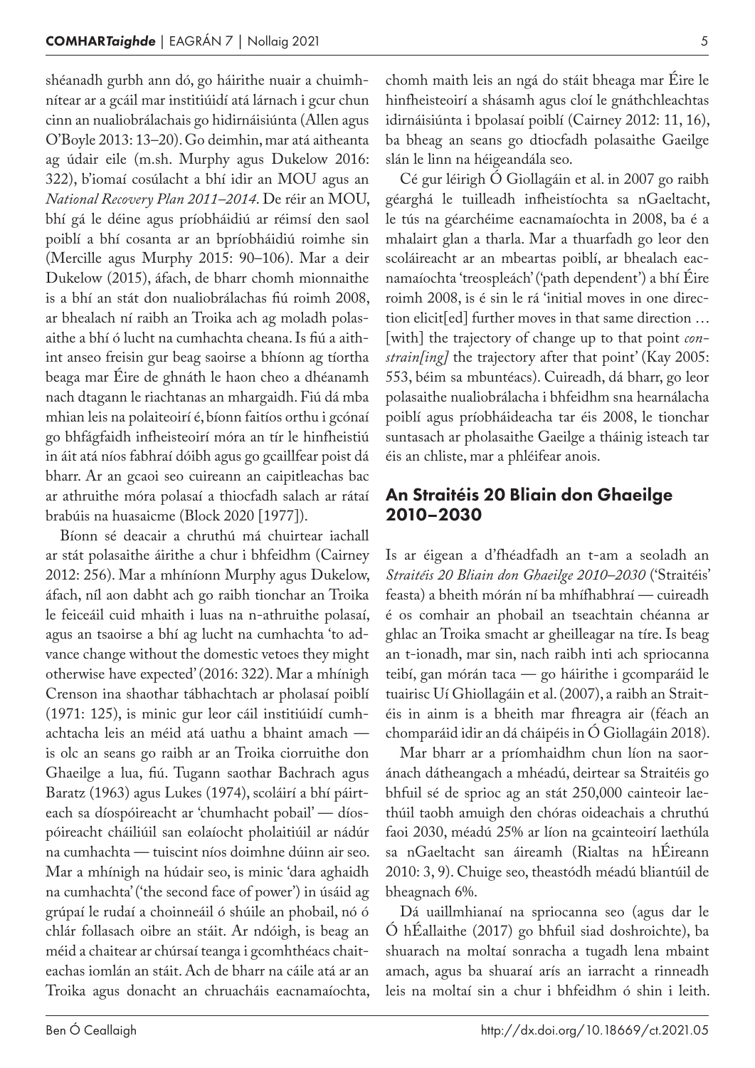shéanadh gurbh ann dó, go háirithe nuair a chuimhnítear ar a gcáil mar institiúidí atá lárnach i gcur chun cinn an nualiobrálachais go hidirnáisiúnta (Allen agus O'Boyle 2013: 13–20). Go deimhin, mar atá aitheanta ag údair eile (m.sh. Murphy agus Dukelow 2016: 322), b'iomaí cosúlacht a bhí idir an MOU agus an *National Recovery Plan 2011–2014*. De réir an MOU, bhí gá le déine agus príobháidiú ar réimsí den saol poiblí a bhí cosanta ar an bpríobháidiú roimhe sin (Mercille agus Murphy 2015: 90–106). Mar a deir Dukelow (2015), áfach, de bharr chomh mionnaithe is a bhí an stát don nualiobrálachas fiú roimh 2008, ar bhealach ní raibh an Troika ach ag moladh polasaithe a bhí ó lucht na cumhachta cheana. Is fiú a aithint anseo freisin gur beag saoirse a bhíonn ag tíortha beaga mar Éire de ghnáth le haon cheo a dhéanamh nach dtagann le riachtanas an mhargaidh. Fiú dá mba mhian leis na polaiteoirí é, bíonn faitíos orthu i gcónaí go bhfágfaidh infheisteoirí móra an tír le hinfheistiú in áit atá níos fabhraí dóibh agus go gcaillfear poist dá bharr. Ar an gcaoi seo cuireann an caipitleachas bac ar athruithe móra polasaí a thiocfadh salach ar rátaí brabúis na huasaicme (Block 2020 [1977]).

Bíonn sé deacair a chruthú má chuirtear iachall ar stát polasaithe áirithe a chur i bhfeidhm (Cairney 2012: 256). Mar a mhíníonn Murphy agus Dukelow, áfach, níl aon dabht ach go raibh tionchar an Troika le feiceáil cuid mhaith i luas na n-athruithe polasaí, agus an tsaoirse a bhí ag lucht na cumhachta 'to advance change without the domestic vetoes they might otherwise have expected' (2016: 322). Mar a mhínigh Crenson ina shaothar tábhachtach ar pholasaí poiblí (1971: 125), is minic gur leor cáil institiúidí cumhachtacha leis an méid atá uathu a bhaint amach — is olc an seans go raibh ar an Troika ciorruithe don Ghaeilge a lua, fiú. Tugann saothar Bachrach agus Baratz (1963) agus Lukes (1974), scoláirí a bhí páirteach sa díospóireacht ar 'chumhacht pobail' — díospóireacht cháiliúil san eolaíocht pholaitiúil ar nádúr na cumhachta — tuiscint níos doimhne dúinn air seo. Mar a mhínigh na húdair seo, is minic 'dara aghaidh na cumhachta' ('the second face of power') in úsáid ag grúpaí le rudaí a choinneáil ó shúile an phobail, nó ó chlár follasach oibre an stáit. Ar ndóigh, is beag an méid a chaitear ar chúrsaí teanga i gcomhthéacs chaiteachas iomlán an stáit. Ach de bharr na cáile atá ar an Troika agus donacht an chruacháis eacnamaíochta, chomh maith leis an ngá do stáit bheaga mar Éire le hinfheisteoirí a shásamh agus cloí le gnáthchleachtas idirnáisiúnta i bpolasaí poiblí (Cairney 2012: 11, 16), ba bheag an seans go dtiocfadh polasaithe Gaeilge slán le linn na héigeandála seo.

Cé gur léirigh Ó Giollagáin et al. in 2007 go raibh géarghá le tuilleadh infheistíochta sa nGaeltacht, le tús na géarchéime eacnamaíochta in 2008, ba é a mhalairt glan a tharla. Mar a thuarfadh go leor den scoláireacht ar an mbeartas poiblí, ar bhealach eacnamaíochta 'treospleách' ('path dependent') a bhí Éire roimh 2008, is é sin le rá 'initial moves in one direction elicit[ed] further moves in that same direction … [with] the trajectory of change up to that point *constrain[ing]* the trajectory after that point' (Kay 2005: 553, béim sa mbuntéacs). Cuireadh, dá bharr, go leor polasaithe nualiobrálacha i bhfeidhm sna hearnálacha poiblí agus príobháideacha tar éis 2008, le tionchar suntasach ar pholasaithe Gaeilge a tháinig isteach tar éis an chliste, mar a phléifear anois.

## An Straitéis 20 Bliain don Ghaeilge 2010–2030

Is ar éigean a d'fhéadfadh an t-am a seoladh an *Straitéis 20 Bliain don Ghaeilge 2010–2030* ('Straitéis' feasta) a bheith mórán ní ba mhífhabhraí — cuireadh é os comhair an phobail an tseachtain chéanna ar ghlac an Troika smacht ar gheilleagar na tíre. Is beag an t-ionadh, mar sin, nach raibh inti ach spriocanna teibí, gan mórán taca — go háirithe i gcomparáid le tuairisc Uí Ghiollagáin et al. (2007), a raibh an Straitéis in ainm is a bheith mar fhreagra air (féach an chomparáid idir an dá cháipéis in Ó Giollagáin 2018).

Mar bharr ar a príomhaidhm chun líon na saoránach dátheangach a mhéadú, deirtear sa Straitéis go bhfuil sé de sprioc ag an stát 250,000 cainteoir laethúil taobh amuigh den chóras oideachais a chruthú faoi 2030, méadú 25% ar líon na gcainteoirí laethúla sa nGaeltacht san áireamh (Rialtas na hÉireann 2010: 3, 9). Chuige seo, theastódh méadú bliantúil de bheagnach 6%.

Dá uaillmhianaí na spriocanna seo (agus dar le Ó hÉallaithe (2017) go bhfuil siad doshroichte), ba shuarach na moltaí sonracha a tugadh lena mbaint amach, agus ba shuaraí arís an iarracht a rinneadh leis na moltaí sin a chur i bhfeidhm ó shin i leith.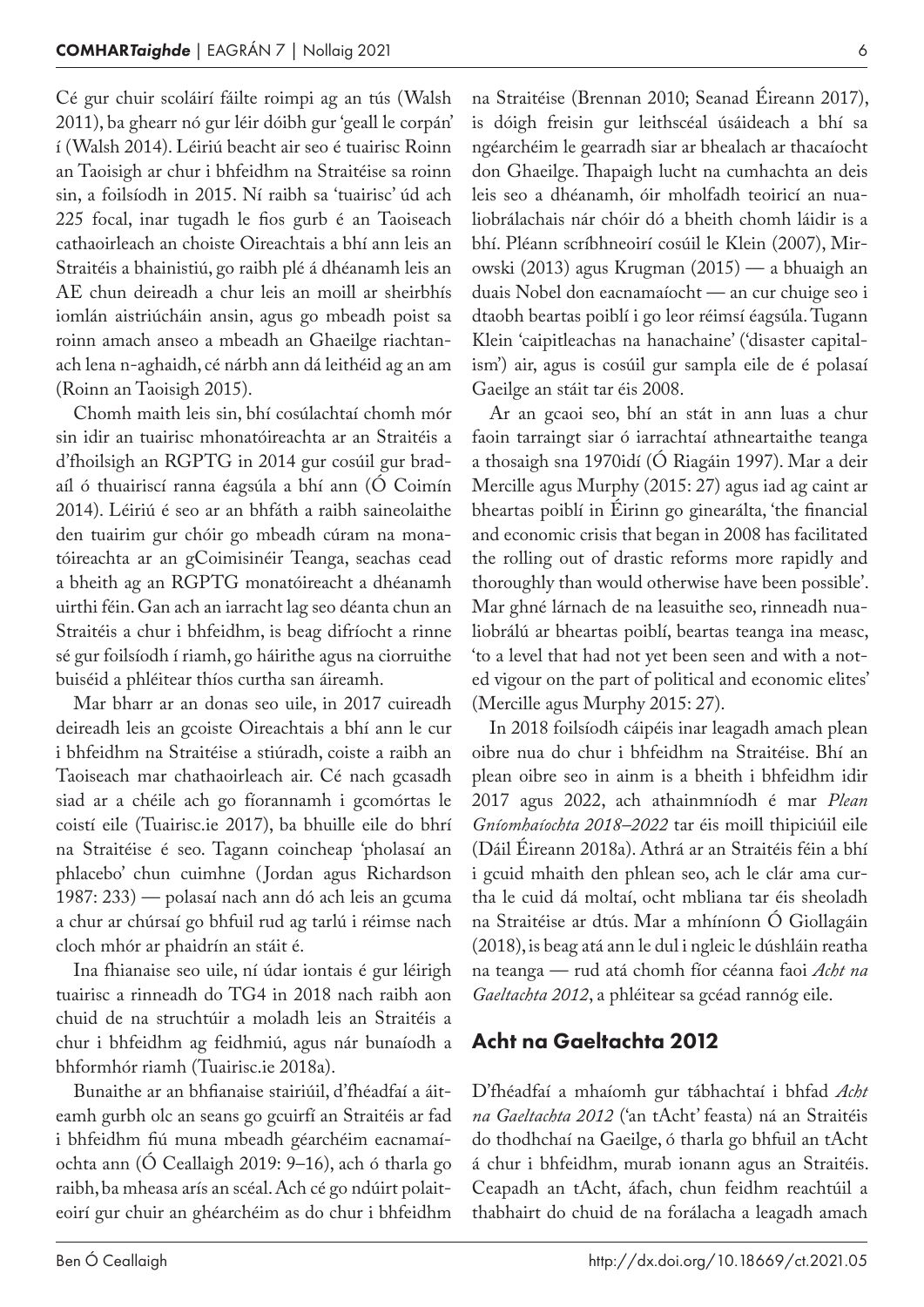Cé gur chuir scoláirí fáilte roimpi ag an tús (Walsh 2011), ba ghearr nó gur léir dóibh gur 'geall le corpán' í (Walsh 2014). Léiriú beacht air seo é tuairisc Roinn an Taoisigh ar chur i bhfeidhm na Straitéise sa roinn sin, a foilsíodh in 2015. Ní raibh sa 'tuairisc' úd ach 225 focal, inar tugadh le fios gurb é an Taoiseach cathaoirleach an choiste Oireachtais a bhí ann leis an Straitéis a bhainistiú, go raibh plé á dhéanamh leis an AE chun deireadh a chur leis an moill ar sheirbhís iomlán aistriúcháin ansin, agus go mbeadh poist sa roinn amach anseo a mbeadh an Ghaeilge riachtanach lena n-aghaidh, cé nárbh ann dá leithéid ag an am (Roinn an Taoisigh 2015).

Chomh maith leis sin, bhí cosúlachtaí chomh mór sin idir an tuairisc mhonatóireachta ar an Straitéis a d'fhoilsigh an RGPTG in 2014 gur cosúil gur bradaíl ó thuairiscí ranna éagsúla a bhí ann (Ó Coimín 2014). Léiriú é seo ar an bhfáth a raibh saineolaithe den tuairim gur chóir go mbeadh cúram na monatóireachta ar an gCoimisinéir Teanga, seachas cead a bheith ag an RGPTG monatóireacht a dhéanamh uirthi féin. Gan ach an iarracht lag seo déanta chun an Straitéis a chur i bhfeidhm, is beag difríocht a rinne sé gur foilsíodh í riamh, go háirithe agus na ciorruithe buiséid a phléitear thíos curtha san áireamh.

Mar bharr ar an donas seo uile, in 2017 cuireadh deireadh leis an gcoiste Oireachtais a bhí ann le cur i bhfeidhm na Straitéise a stiúradh, coiste a raibh an Taoiseach mar chathaoirleach air. Cé nach gcasadh siad ar a chéile ach go fíorannamh i gcomórtas le coistí eile (Tuairisc.ie 2017), ba bhuille eile do bhrí na Straitéise é seo. Tagann coincheap 'pholasaí an phlacebo' chun cuimhne (Jordan agus Richardson 1987: 233) — polasaí nach ann dó ach leis an gcuma a chur ar chúrsaí go bhfuil rud ag tarlú i réimse nach cloch mhór ar phaidrín an stáit é.

Ina fhianaise seo uile, ní údar iontais é gur léirigh tuairisc a rinneadh do TG4 in 2018 nach raibh aon chuid de na struchtúir a moladh leis an Straitéis a chur i bhfeidhm ag feidhmiú, agus nár bunaíodh a bhformhór riamh (Tuairisc.ie 2018a).

Bunaithe ar an bhfianaise stairiúil, d'fhéadfaí a áiteamh gurbh olc an seans go gcuirfí an Straitéis ar fad i bhfeidhm fiú muna mbeadh géarchéim eacnamaíochta ann (Ó Ceallaigh 2019: 9–16), ach ó tharla go raibh, ba mheasa arís an scéal. Ach cé go ndúirt polaiteoirí gur chuir an ghéarchéim as do chur i bhfeidhm na Straitéise (Brennan 2010; Seanad Éireann 2017), is dóigh freisin gur leithscéal úsáideach a bhí sa ngéarchéim le gearradh siar ar bhealach ar thacaíocht don Ghaeilge. Thapaigh lucht na cumhachta an deis leis seo a dhéanamh, óir mholfadh teoiricí an nualiobrálachais nár chóir dó a bheith chomh láidir is a bhí. Pléann scríbhneoirí cosúil le Klein (2007), Mirowski (2013) agus Krugman (2015) — a bhuaigh an duais Nobel don eacnamaíocht — an cur chuige seo i dtaobh beartas poiblí i go leor réimsí éagsúla. Tugann Klein 'caipitleachas na hanachaine' ('disaster capitalism') air, agus is cosúil gur sampla eile de é polasaí Gaeilge an stáit tar éis 2008.

Ar an gcaoi seo, bhí an stát in ann luas a chur faoin tarraingt siar ó iarrachtaí athneartaithe teanga a thosaigh sna 1970idí (Ó Riagáin 1997). Mar a deir Mercille agus Murphy (2015: 27) agus iad ag caint ar bheartas poiblí in Éirinn go ginearálta, 'the financial and economic crisis that began in 2008 has facilitated the rolling out of drastic reforms more rapidly and thoroughly than would otherwise have been possible'. Mar ghné lárnach de na leasuithe seo, rinneadh nualiobrálú ar bheartas poiblí, beartas teanga ina measc, 'to a level that had not yet been seen and with a noted vigour on the part of political and economic elites' (Mercille agus Murphy 2015: 27).

In 2018 foilsíodh cáipéis inar leagadh amach plean oibre nua do chur i bhfeidhm na Straitéise. Bhí an plean oibre seo in ainm is a bheith i bhfeidhm idir 2017 agus 2022, ach athainmníodh é mar *Plean Gníomhaíochta 2018–2022* tar éis moill thipiciúil eile (Dáil Éireann 2018a). Athrá ar an Straitéis féin a bhí i gcuid mhaith den phlean seo, ach le clár ama curtha le cuid dá moltaí, ocht mbliana tar éis sheoladh na Straitéise ar dtús. Mar a mhíníonn Ó Giollagáin (2018), is beag atá ann le dul i ngleic le dúshláin reatha na teanga — rud atá chomh fíor céanna faoi *Acht na Gaeltachta 2012*, a phléitear sa gcéad rannóg eile.

## Acht na Gaeltachta 2012

D'fhéadfaí a mhaíomh gur tábhachtaí i bhfad *Acht na Gaeltachta 2012* ('an tAcht' feasta) ná an Straitéis do thodhchaí na Gaeilge, ó tharla go bhfuil an tAcht á chur i bhfeidhm, murab ionann agus an Straitéis. Ceapadh an tAcht, áfach, chun feidhm reachtúil a thabhairt do chuid de na forálacha a leagadh amach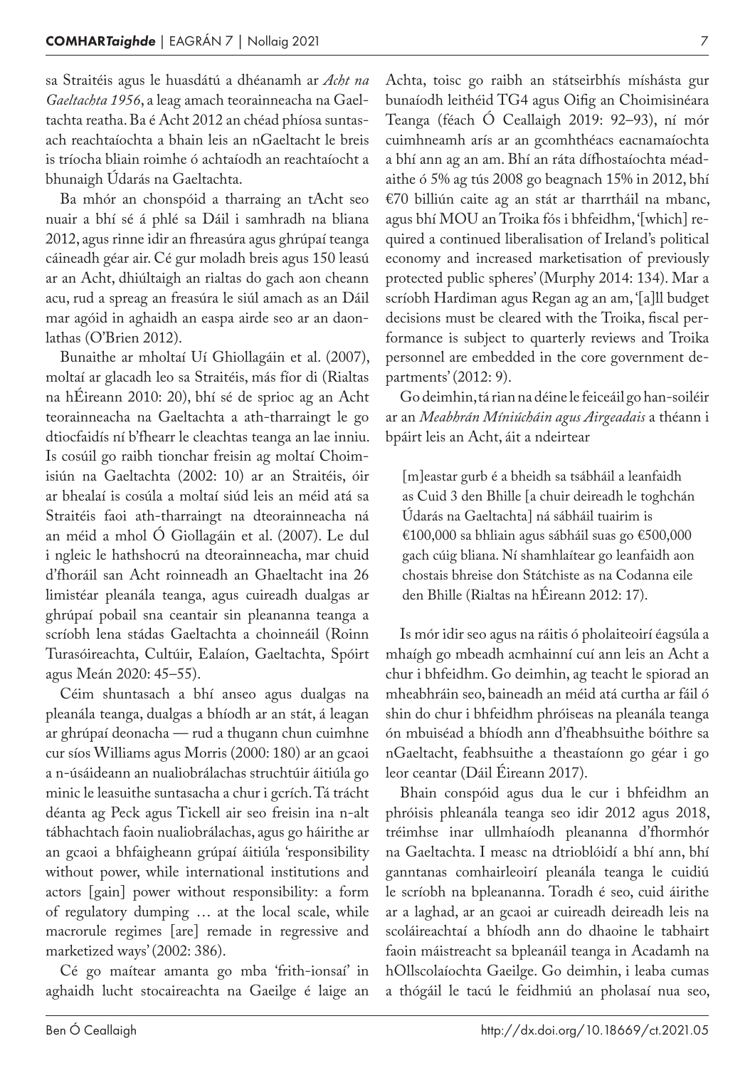sa Straitéis agus le huasdátú a dhéanamh ar *Acht na Gaeltachta 1956*, a leag amach teorainneacha na Gaeltachta reatha. Ba é Acht 2012 an chéad phíosa suntasach reachtaíochta a bhain leis an nGaeltacht le breis is tríocha bliain roimhe ó achtaíodh an reachtaíocht a bhunaigh Údarás na Gaeltachta.

Ba mhór an chonspóid a tharraing an tAcht seo nuair a bhí sé á phlé sa Dáil i samhradh na bliana 2012, agus rinne idir an fhreasúra agus ghrúpaí teanga cáineadh géar air. Cé gur moladh breis agus 150 leasú ar an Acht, dhiúltaigh an rialtas do gach aon cheann acu, rud a spreag an freasúra le siúl amach as an Dáil mar agóid in aghaidh an easpa airde seo ar an daonlathas (O'Brien 2012).

Bunaithe ar mholtaí Uí Ghiollagáin et al. (2007), moltaí ar glacadh leo sa Straitéis, más fíor di (Rialtas na hÉireann 2010: 20), bhí sé de sprioc ag an Acht teorainneacha na Gaeltachta a ath-tharraingt le go dtiocfaidís ní b'fhearr le cleachtas teanga an lae inniu. Is cosúil go raibh tionchar freisin ag moltaí Choimisiún na Gaeltachta (2002: 10) ar an Straitéis, óir ar bhealaí is cosúla a moltaí siúd leis an méid atá sa Straitéis faoi ath-tharraingt na dteorainneacha ná an méid a mhol Ó Giollagáin et al. (2007). Le dul i ngleic le hathshocrú na dteorainneacha, mar chuid d'fhoráil san Acht roinneadh an Ghaeltacht ina 26 limistéar pleanála teanga, agus cuireadh dualgas ar ghrúpaí pobail sna ceantair sin pleananna teanga a scríobh lena stádas Gaeltachta a choinneáil (Roinn Turasóireachta, Cultúir, Ealaíon, Gaeltachta, Spóirt agus Meán 2020: 45–55).

Céim shuntasach a bhí anseo agus dualgas na pleanála teanga, dualgas a bhíodh ar an stát, á leagan ar ghrúpaí deonacha — rud a thugann chun cuimhne cur síos Williams agus Morris (2000: 180) ar an gcaoi a n-úsáideann an nualiobrálachas struchtúir áitiúla go minic le leasuithe suntasacha a chur i gcrích. Tá trácht déanta ag Peck agus Tickell air seo freisin ina n-alt tábhachtach faoin nualiobrálachas, agus go háirithe ar an gcaoi a bhfaigheann grúpaí áitiúla 'responsibility without power, while international institutions and actors [gain] power without responsibility: a form of regulatory dumping … at the local scale, while macrorule regimes [are] remade in regressive and marketized ways' (2002: 386).

Cé go maítear amanta go mba 'frith-ionsaí' in aghaidh lucht stocaireachta na Gaeilge é laige an Achta, toisc go raibh an státseirbhís míshásta gur bunaíodh leithéid TG4 agus Oifig an Choimisinéara Teanga (féach Ó Ceallaigh 2019: 92–93), ní mór cuimhneamh arís ar an gcomhthéacs eacnamaíochta a bhí ann ag an am. Bhí an ráta dífhostaíochta méadaithe ó 5% ag tús 2008 go beagnach 15% in 2012, bhí €70 billiún caite ag an stát ar tharrtháil na mbanc, agus bhí MOU an Troika fós i bhfeidhm, '[which] required a continued liberalisation of Ireland's political economy and increased marketisation of previously protected public spheres' (Murphy 2014: 134). Mar a scríobh Hardiman agus Regan ag an am, '[a]ll budget decisions must be cleared with the Troika, fiscal performance is subject to quarterly reviews and Troika personnel are embedded in the core government departments' (2012: 9).

Go deimhin, tá rian na déine le feiceáil go han-soiléir ar an *Meabhrán Míniúcháin agus Airgeadais* a théann i bpáirt leis an Acht, áit a ndeirtear

> [m]eastar gurb é a bheidh sa tsábháil a leanfaidh as Cuid 3 den Bhille [a chuir deireadh le toghchán Údarás na Gaeltachta] ná sábháil tuairim is €100,000 sa bhliain agus sábháil suas go €500,000 gach cúig bliana. Ní shamhlaítear go leanfaidh aon chostais bhreise don Státchiste as na Codanna eile den Bhille (Rialtas na hÉireann 2012: 17).

Is mór idir seo agus na ráitis ó pholaiteoirí éagsúla a mhaígh go mbeadh acmhainní cuí ann leis an Acht a chur i bhfeidhm. Go deimhin, ag teacht le spiorad an mheabhráin seo, baineadh an méid atá curtha ar fáil ó shin do chur i bhfeidhm phróiseas na pleanála teanga ón mbuiséad a bhíodh ann d'fheabhsuithe bóithre sa nGaeltacht, feabhsuithe a theastaíonn go géar i go leor ceantar (Dáil Éireann 2017).

Bhain conspóid agus dua le cur i bhfeidhm an phróisis phleanála teanga seo idir 2012 agus 2018, tréimhse inar ullmhaíodh pleananna d'fhormhór na Gaeltachta. I measc na dtrioblóidí a bhí ann, bhí ganntanas comhairleoirí pleanála teanga le cuidiú le scríobh na bpleananna. Toradh é seo, cuid áirithe ar a laghad, ar an gcaoi ar cuireadh deireadh leis na scoláireachtaí a bhíodh ann do dhaoine le tabhairt faoin máistreacht sa bpleanáil teanga in Acadamh na hOllscolaíochta Gaeilge. Go deimhin, i leaba cumas a thógáil le tacú le feidhmiú an pholasaí nua seo,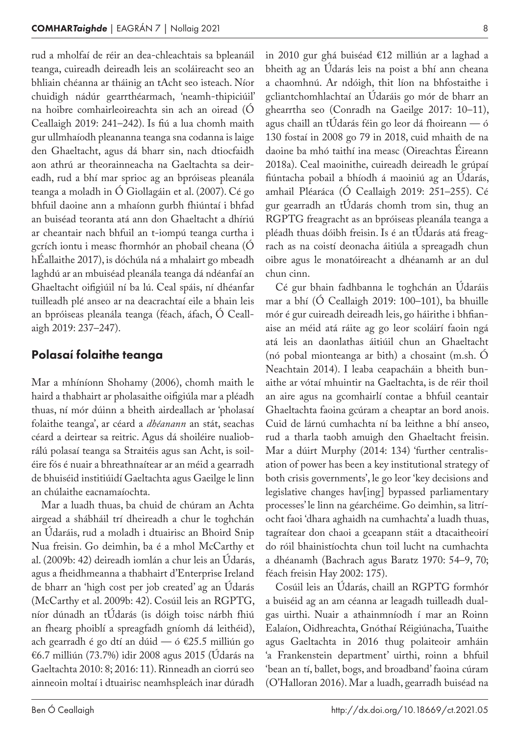rud a mholfaí de réir an dea-chleachtais sa bpleanáil teanga, cuireadh deireadh leis an scoláireacht seo an bhliain chéanna ar tháinig an tAcht seo isteach. Níor chuidigh nádúr gearrthéarmach, 'neamh-thipiciúil' na hoibre comhairleoireachta sin ach an oiread (Ó Ceallaigh 2019: 241–242). Is fiú a lua chomh maith gur ullmhaíodh pleananna teanga sna codanna is laige den Ghaeltacht, agus dá bharr sin, nach dtiocfaidh aon athrú ar theorainneacha na Gaeltachta sa deireadh, rud a bhí mar sprioc ag an bpróiseas pleanála teanga a moladh in Ó Giollagáin et al. (2007). Cé go bhfuil daoine ann a mhaíonn gurbh fhiúntaí i bhfad an buiséad teoranta atá ann don Ghaeltacht a dhíriú ar cheantair nach bhfuil an t-iompú teanga curtha i gcrích iontu i measc fhormhór an phobail cheana (Ó hÉallaithe 2017), is dóchúla ná a mhalairt go mbeadh laghdú ar an mbuiséad pleanála teanga dá ndéanfaí an Ghaeltacht oifigiúil ní ba lú. Ceal spáis, ní dhéanfar tuilleadh plé anseo ar na deacrachtaí eile a bhain leis an bpróiseas pleanála teanga (féach, áfach, Ó Ceallaigh 2019: 237–247).

## Polasaí folaithe teanga

Mar a mhíníonn Shohamy (2006), chomh maith le haird a thabhairt ar pholasaithe oifigiúla mar a pléadh thuas, ní mór dúinn a bheith airdeallach ar 'pholasaí folaithe teanga', ar céard a *dhéanann* an stát, seachas céard a deirtear sa reitric. Agus dá shoiléire nualiobrálú polasaí teanga sa Straitéis agus san Acht, is soiléire fós é nuair a bhreathnaítear ar an méid a gearradh de bhuiséid institiúidí Gaeltachta agus Gaeilge le linn an chúlaithe eacnamaíochta.

Mar a luadh thuas, ba chuid de chúram an Achta airgead a shábháil trí dheireadh a chur le toghchán an Údaráis, rud a moladh i dtuairisc an Bhoird Snip Nua freisin. Go deimhin, ba é a mhol McCarthy et al. (2009b: 42) deireadh iomlán a chur leis an Údarás, agus a fheidhmeanna a thabhairt d'Enterprise Ireland de bharr an 'high cost per job created' ag an Údarás (McCarthy et al. 2009b: 42). Cosúil leis an RGPTG, níor dúnadh an tÚdarás (is dóigh toisc nárbh fhiú an fhearg phoiblí a spreagfadh gníomh dá leithéid), ach gearradh é go dtí an dúid — ó €25.5 milliún go €6.7 milliún (73.7%) idir 2008 agus 2015 (Údarás na Gaeltachta 2010: 8; 2016: 11). Rinneadh an ciorrú seo ainneoin moltaí i dtuairisc neamhspleách inar dúradh in 2010 gur ghá buiséad €12 milliún ar a laghad a bheith ag an Údarás leis na poist a bhí ann cheana a chaomhnú. Ar ndóigh, thit líon na bhfostaithe i gcliantchomhlachtaí an Údaráis go mór de bharr an ghearrtha seo (Conradh na Gaeilge 2017: 10–11), agus chaill an tÚdarás féin go leor dá fhoireann — ó 130 fostaí in 2008 go 79 in 2018, cuid mhaith de na daoine ba mhó taithí ina measc (Oireachtas Éireann 2018a). Ceal maoinithe, cuireadh deireadh le grúpaí fiúntacha pobail a bhíodh á maoiniú ag an Údarás, amhail Pléaráca (Ó Ceallaigh 2019: 251–255). Cé gur gearradh an tÚdarás chomh trom sin, thug an RGPTG freagracht as an bpróiseas pleanála teanga a pléadh thuas dóibh freisin. Is é an tÚdarás atá freagrach as na coistí deonacha áitiúla a spreagadh chun oibre agus le monatóireacht a dhéanamh ar an dul chun cinn.

Cé gur bhain fadhbanna le toghchán an Údaráis mar a bhí (Ó Ceallaigh 2019: 100–101), ba bhuille mór é gur cuireadh deireadh leis, go háirithe i bhfianaise an méid atá ráite ag go leor scoláirí faoin ngá atá leis an daonlathas áitiúil chun an Ghaeltacht (nó pobal mionteanga ar bith) a chosaint (m.sh. Ó Neachtain 2014). I leaba ceapacháin a bheith bunaithe ar vótaí mhuintir na Gaeltachta, is de réir thoil an aire agus na gcomhairlí contae a bhfuil ceantair Ghaeltachta faoina gcúram a cheaptar an bord anois. Cuid de lárnú cumhachta ní ba leithne a bhí anseo, rud a tharla taobh amuigh den Ghaeltacht freisin. Mar a dúirt Murphy (2014: 134) 'further centralisation of power has been a key institutional strategy of both crisis governments', le go leor 'key decisions and legislative changes hav[ing] bypassed parliamentary processes' le linn na géarchéime. Go deimhin, sa litríocht faoi 'dhara aghaidh na cumhachta' a luadh thuas, tagraítear don chaoi a gceapann stáit a dtacaitheoirí do róil bhainistíochta chun toil lucht na cumhachta a dhéanamh (Bachrach agus Baratz 1970: 54–9, 70; féach freisin Hay 2002: 175).

Cosúil leis an Údarás, chaill an RGPTG formhór a buiséid ag an am céanna ar leagadh tuilleadh dualgas uirthi. Nuair a athainmníodh í mar an Roinn Ealaíon, Oidhreachta, Gnóthaí Réigiúnacha, Tuaithe agus Gaeltachta in 2016 thug polaiteoir amháin 'a Frankenstein department' uirthi, roinn a bhfuil 'bean an tí, ballet, bogs, and broadband' faoina cúram (O'Halloran 2016). Mar a luadh, gearradh buiséad na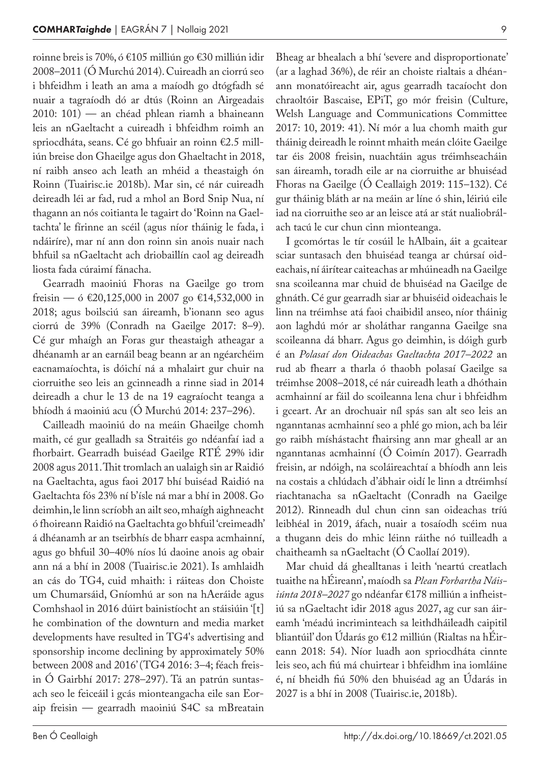roinne breis is 70%, ó €105 milliún go €30 milliún idir 2008–2011 (Ó Murchú 2014). Cuireadh an ciorrú seo i bhfeidhm i leath an ama a maíodh go dtógfadh sé nuair a tagraíodh dó ar dtús (Roinn an Airgeadais 2010: 101) — an chéad phlean riamh a bhaineann leis an nGaeltacht a cuireadh i bhfeidhm roimh an spriocdháta, seans. Cé go bhfuair an roinn €2.5 milliún breise don Ghaeilge agus don Ghaeltacht in 2018, ní raibh anseo ach leath an mhéid a theastaigh ón Roinn (Tuairisc.ie 2018b). Mar sin, cé nár cuireadh deireadh léi ar fad, rud a mhol an Bord Snip Nua, ní thagann an nós coitianta le tagairt do 'Roinn na Gaeltachta' le fírinne an scéil (agus níor tháinig le fada, i ndáiríre), mar ní ann don roinn sin anois nuair nach bhfuil sa nGaeltacht ach driobaillín caol ag deireadh liosta fada cúraimí fánacha.

Gearradh maoiniú Fhoras na Gaeilge go trom freisin — ó €20,125,000 in 2007 go €14,532,000 in 2018; agus boilsciú san áireamh, b'ionann seo agus ciorrú de 39% (Conradh na Gaeilge 2017: 8–9). Cé gur mhaígh an Foras gur theastaigh atheagar a dhéanamh ar an earnáil beag beann ar an ngéarchéim eacnamaíochta, is dóichí ná a mhalairt gur chuir na ciorruithe seo leis an gcinneadh a rinne siad in 2014 deireadh a chur le 13 de na 19 eagraíocht teanga a bhíodh á maoiniú acu (Ó Murchú 2014: 237–296).

Cailleadh maoiniú do na meáin Ghaeilge chomh maith, cé gur gealladh sa Straitéis go ndéanfaí iad a fhorbairt. Gearradh buiséad Gaeilge RTÉ 29% idir 2008 agus 2011. Thit tromlach an ualaigh sin ar Raidió na Gaeltachta, agus faoi 2017 bhí buiséad Raidió na Gaeltachta fós 23% ní b'ísle ná mar a bhí in 2008. Go deimhin, le linn scríobh an ailt seo, mhaígh aighneacht ó fhoireann Raidió na Gaeltachta go bhfuil 'creimeadh' á dhéanamh ar an tseirbhís de bharr easpa acmhainní, agus go bhfuil 30–40% níos lú daoine anois ag obair ann ná a bhí in 2008 (Tuairisc.ie 2021). Is amhlaidh an cás do TG4, cuid mhaith: i ráiteas don Choiste um Chumarsáid, Gníomhú ar son na hAeráide agus Comhshaol in 2016 dúirt bainistíocht an stáisiúin '[t]he combination of the downturn and media market developments have resulted in TG4's advertising and sponsorship income declining by approximately 50% between 2008 and 2016' (TG4 2016: 3–4; féach freisin Ó Gairbhí 2017: 278–297). Tá an patrún suntasach seo le feiceáil i gcás mionteangacha eile san Eoraip freisin — gearradh maoiniú S4C sa mBreatain Bheag ar bhealach a bhí 'severe and disproportionate' (ar a laghad 36%), de réir an choiste rialtais a dhéanann monatóireacht air, agus gearradh tacaíocht don chraoltóir Bascaise, EPiT, go mór freisin (Culture, Welsh Language and Communications Committee 2017: 10, 2019: 41). Ní mór a lua chomh maith gur tháinig deireadh le roinnt mhaith meán clóite Gaeilge tar éis 2008 freisin, nuachtáin agus tréimhseacháin san áireamh, toradh eile ar na ciorruithe ar bhuiséad Fhoras na Gaeilge (Ó Ceallaigh 2019: 115–132). Cé gur tháinig bláth ar na meáin ar líne ó shin, léiriú eile iad na ciorruithe seo ar an leisce atá ar stát nualiobrálach tacú le cur chun cinn mionteanga.

I gcomórtas le tír cosúil le hAlbain, áit a gcaitear sciar suntasach den bhuiséad teanga ar chúrsaí oideachais, ní áirítear caiteachas ar mhúineadh na Gaeilge sna scoileanna mar chuid de bhuiséad na Gaeilge de ghnáth. Cé gur gearradh siar ar bhuiséid oideachais le linn na tréimhse atá faoi chaibidil anseo, níor tháinig aon laghdú mór ar sholáthar ranganna Gaeilge sna scoileanna dá bharr. Agus go deimhin, is dóigh gurb é an *Polasaí don Oideachas Gaeltachta 2017–2022* an rud ab fhearr a tharla ó thaobh polasaí Gaeilge sa tréimhse 2008–2018, cé nár cuireadh leath a dhóthain acmhainní ar fáil do scoileanna lena chur i bhfeidhm i gceart. Ar an drochuair níl spás san alt seo leis an ngannta­nas acmhainní seo a phlé go mion, ach ba léir go raibh míshástacht fhairsing ann mar gheall ar an ngannta­nas acmhainní (Ó Coimín 2017). Gearradh freisin, ar ndóigh, na scoláireachtaí a bhíodh ann leis na costais a chlúdach d'ábhair oidí le linn a dtréimhsí riachtanacha sa nGaeltacht (Conradh na Gaeilge 2012). Rinneadh dul chun cinn san oideachas tríú leibhéal in 2019, áfach, nuair a tosaíodh scéim nua a thugann deis do mhic léinn ráithe nó tuilleadh a chaitheamh sa nGaeltacht (Ó Caollaí 2019).

Mar chuid dá ghealltanas i leith 'neartú creatlach tuaithe na hÉireann', maíodh sa *Plean Forbartha Náisiúnta 2018–2027* go ndéanfar €178 milliún a infheistiú sa nGaeltacht idir 2018 agus 2027, ag cur san áireamh 'méadú incriminteach sa leithdháileadh caipitil bliantúil' don Údarás go €12 milliún (Rialtas na hÉireann 2018: 54). Níor luadh aon spriocdháta cinnte leis seo, ach fiú má chuirtear i bhfeidhm ina iomláine é, ní bheidh fiú 50% den bhuiséad ag an Údarás in 2027 is a bhí in 2008 (Tuairisc.ie, 2018b).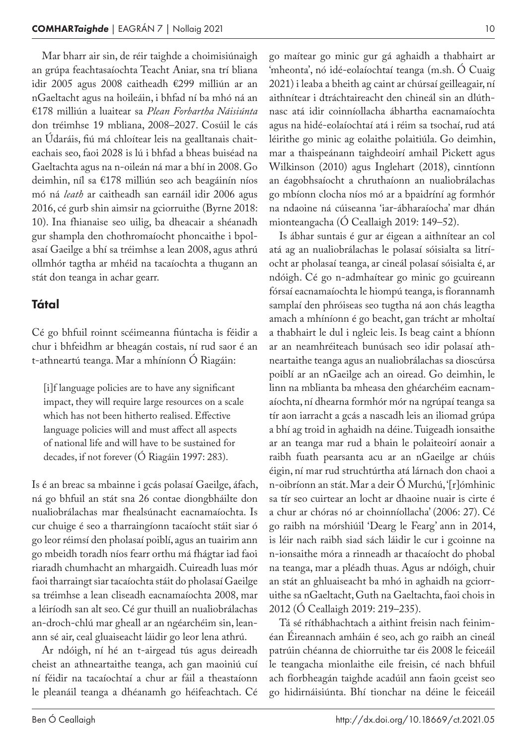Mar bharr air sin, de réir taighde a choimisiúnaigh an grúpa feachtasaíochta Teacht Aniar, sna trí bliana idir 2005 agus 2008 caitheadh €299 milliún ar an nGaeltacht agus na hoileáin, i bhfad ní ba mhó ná an €178 milliún a luaitear sa *Plean Forbartha Náisiúnta* don tréimhse 19 mbliana, 2008–2027. Cosúil le cás an Údaráis, fiú má chloítear leis na gealltanais chaiteachais seo, faoi 2028 is lú i bhfad a bheas buiséad na Gaeltachta agus na n-oileán ná mar a bhí in 2008. Go deimhin, níl sa €178 milliún seo ach beagáinín níos mó ná *leath* ar caitheadh san earnáil idir 2006 agus 2016, cé gurb shin aimsir na gciorruithe (Byrne 2018: 10). Ina fhianaise seo uilig, ba dheacair a shéanadh gur shampla den chothromaíocht phoncaithe i bpolasaí Gaeilge a bhí sa tréimhse a lean 2008, agus athrú ollmhór tagtha ar méid na tacaíochta a thugann an stát don teanga in achar gearr.

## Tátal

Cé go bhfuil roinnt scéimeanna fiúntacha is féidir a chur i bhfeidhm ar bheagán costais, ní rud saor é an t-athneartú teanga. Mar a mhíníonn Ó Riagáin:

> [i]f language policies are to have any significant impact, they will require large resources on a scale which has not been hitherto realised. Effective language policies will and must affect all aspects of national life and will have to be sustained for decades, if not forever (Ó Riagáin 1997: 283).

Is é an breac sa mbainne i gcás polasaí Gaeilge, áfach, ná go bhfuil an stát sna 26 contae diongbháilte don nualiobrálachas mar fhealsúnacht eacnamaíochta. Is cur chuige é seo a tharraingíonn tacaíocht stáit siar ó go leor réimsí den pholasaí poiblí, agus an tuairim ann go mbeidh toradh níos fearr orthu má fhágtar iad faoi riaradh chumhacht an mhargaidh. Cuireadh luas mór faoi tharraingt siar tacaíochta stáit do pholasaí Gaeilge sa tréimhse a lean cliseadh eacnamaíochta 2008, mar a léiríodh san alt seo. Cé gur thuill an nualiobrálachas an-droch-chlú mar gheall ar an ngéarchéim sin, leanann sé air, ceal gluaiseacht láidir go leor lena athrú.

Ar ndóigh, ní hé an t-airgead tús agus deireadh cheist an athneartaithe teanga, ach gan maoiniú cuí ní féidir na tacaíochtaí a chur ar fáil a theastaíonn le pleanáil teanga a dhéanamh go héifeachtach. Cé go maítear go minic gur gá aghaidh a thabhairt ar 'mheonta', nó idé-eolaíochtaí teanga (m.sh. Ó Cuaig 2021) i leaba a bheith ag caint ar chúrsaí geilleagair, ní aithnítear i dtráchtaireacht den chineál sin an dlúthnasc atá idir coinníollacha ábhartha eacnamaíochta agus na hidé-eolaíochtaí atá i réim sa tsochaí, rud atá léirithe go minic ag eolaithe polaitiúla. Go deimhin, mar a thaispeánann taighdeoirí amhail Pickett agus Wilkinson (2010) agus Inglehart (2018), cinntíonn an éagobhsaíocht a chruthaíonn an nualiobrálachas go mbíonn clocha níos mó ar a bpaidríní ag formhór na ndaoine ná cúiseanna 'iar-ábharaíocha' mar dhán mionteangacha (Ó Ceallaigh 2019: 149–52).

Is ábhar suntais é gur ar éigean a aithnítear an col atá ag an nualiobrálachas le polasaí sóisialta sa litríocht ar pholasaí teanga, ar cineál polasaí sóisialta é, ar ndóigh. Cé go n-admhaítear go minic go gcuireann fórsaí eacnamaíochta le hiompú teanga, is fíorannamh samplaí den phróiseas seo tugtha ná aon chás leagtha amach a mhíníonn é go beacht, gan trácht ar mholtaí a thabhairt le dul i ngleic leis. Is beag caint a bhíonn ar an neamhréiteach bunúsach seo idir polasaí athneartaithe teanga agus an nualiobrálachas sa dioscúrsa poiblí ar an nGaeilge ach an oiread. Go deimhin, le linn na mblianta ba mheasa den ghéarchéim eacnamaíochta, ní dhearna formhór mór na ngrúpaí teanga sa tír aon iarracht a gcás a nascadh leis an iliomad grúpa a bhí ag troid in aghaidh na déine. Tuigeadh ionsaithe ar an teanga mar rud a bhain le polaiteoirí aonair a raibh fuath pearsanta acu ar an nGaeilge ar chúis éigin, ní mar rud struchtúrtha atá lárnach don chaoi a n-oibríonn an stát. Mar a deir Ó Murchú, '[r]ómhinic sa tír seo cuirtear an locht ar dhaoine nuair is cirte é a chur ar chóras nó ar choinníollacha' (2006: 27). Cé go raibh na mórshiúil 'Dearg le Fearg' ann in 2014, is léir nach raibh siad sách láidir le cur i gcoinne na n-ionsaithe móra a rinneadh ar thacaíocht do phobal na teanga, mar a pléadh thuas. Agus ar ndóigh, chuir an stát an ghluaiseacht ba mhó in aghaidh na gciorruithe sa nGaeltacht, Guth na Gaeltachta, faoi chois in 2012 (Ó Ceallaigh 2019: 219–235).

Tá sé ríthábhachtach a aithint freisin nach feiniméan Éireannach amháin é seo, ach go raibh an cineál patrúin chéanna de chiorruithe tar éis 2008 le feiceáil le teangacha mionlaithe eile freisin, cé nach bhfuil ach fíorbheagán taighde acadúil ann faoin gceist seo go hidirnáisiúnta. Bhí tionchar na déine le feiceáil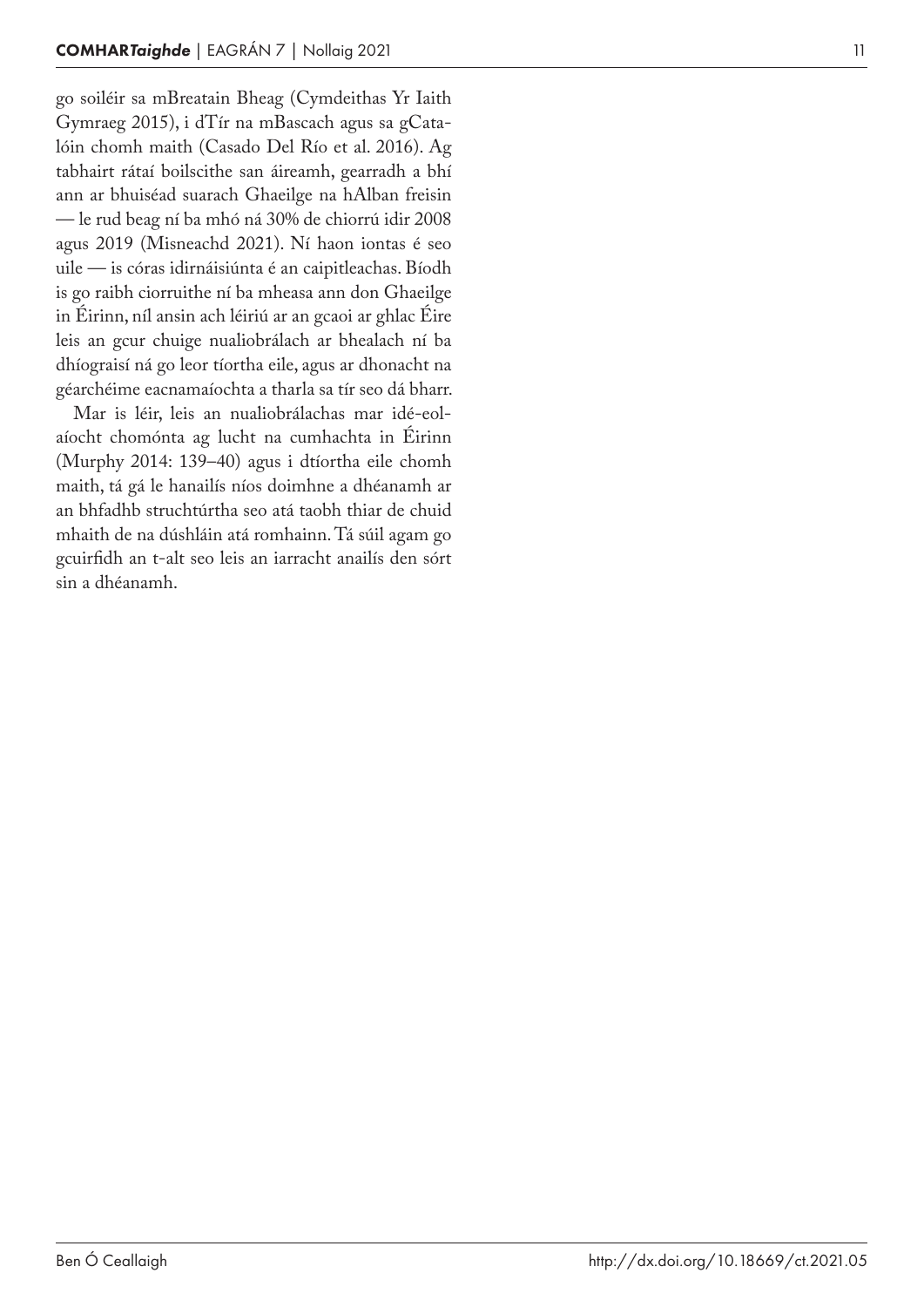go soiléir sa mBreatain Bheag (Cymdeithas Yr Iaith Gymraeg 2015), i dTír na mBascach agus sa gCatalóin chomh maith (Casado Del Río et al. 2016). Ag tabhairt rátaí boilscithe san áireamh, gearradh a bhí ann ar bhuiséad suarach Ghaeilge na hAlban freisin — le rud beag ní ba mhó ná 30% de chiorrú idir 2008 agus 2019 (Misneachd 2021). Ní haon iontas é seo uile — is córas idirnáisiúnta é an caipitleachas. Bíodh is go raibh ciorruithe ní ba mheasa ann don Ghaeilge in Éirinn, níl ansin ach léiriú ar an gcaoi ar ghlac Éire leis an gcur chuige nualiobrálach ar bhealach ní ba dhíograisí ná go leor tíortha eile, agus ar dhonacht na géarchéime eacnamaíochta a tharla sa tír seo dá bharr.

Mar is léir, leis an nualiobrálachas mar idé-eolaíocht chomónta ag lucht na cumhachta in Éirinn (Murphy 2014: 139–40) agus i dtíortha eile chomh maith, tá gá le hanailís níos doimhne a dhéanamh ar an bhfadhb struchtúrtha seo atá taobh thiar de chuid mhaith de na dúshláin atá romhainn. Tá súil agam go gcuirfidh an t-alt seo leis an iarracht anailís den sórt sin a dhéanamh.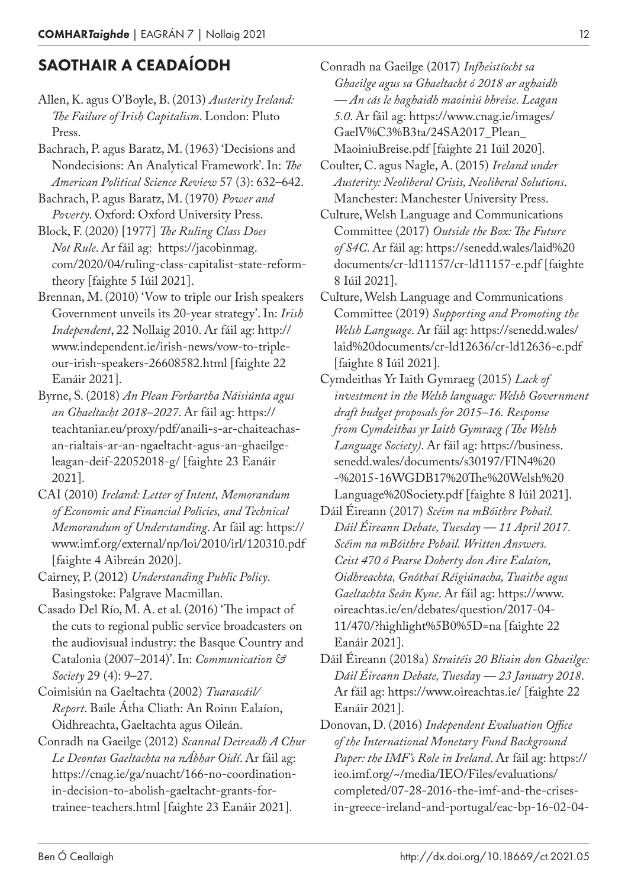## SAOTHAIR A CEADAÍODH

Allen, K. agus O'Boyle, B. (2013) *Austerity Ireland: The Failure of Irish Capitalism*. London: Pluto Press.

Bachrach, P. agus Baratz, M. (1963) 'Decisions and Nondecisions: An Analytical Framework'. In: *The American Political Science Review* 57 (3): 632–642.

Bachrach, P. agus Baratz, M. (1970) *Power and Poverty*. Oxford: Oxford University Press.

Block, F. (2020) [1977] *The Ruling Class Does Not Rule*. Ar fáil ag: https://jacobinmag.com/2020/04/ruling-class-capitalist-state-reform-theory [faighte 5 Iúil 2021].

Brennan, M. (2010) 'Vow to triple our Irish speakers Government unveils its 20-year strategy'. In: *Irish Independent*, 22 Nollaig 2010. Ar fáil ag: http://www.independent.ie/irish-news/vow-to-triple-our-irish-speakers-26608582.html [faighte 22 Eanáir 2021].

Byrne, S. (2018) *An Plean Forbartha Náisiúnta agus an Ghaeltacht 2018–2027*. Ar fáil ag: https://teachtaniar.eu/proxy/pdf/anaili-s-ar-chaiteachas-an-rialtais-ar-an-ngaeltacht-agus-an-ghaeilge-leagan-deif-22052018-g/ [faighte 23 Eanáir 2021].

CAI (2010) *Ireland: Letter of Intent, Memorandum of Economic and Financial Policies, and Technical Memorandum of Understanding*. Ar fáil ag: https://www.imf.org/external/np/loi/2010/irl/120310.pdf [faighte 4 Aibreán 2020].

Cairney, P. (2012) *Understanding Public Policy*. Basingstoke: Palgrave Macmillan.

Casado Del Río, M. A. et al. (2016) 'The impact of the cuts to regional public service broadcasters on the audiovisual industry: the Basque Country and Catalonia (2007–2014)'. In: *Communication & Society* 29 (4): 9–27.

Coimisiún na Gaeltachta (2002) *Tuarascáil/Report*. Baile Átha Cliath: An Roinn Ealaíon, Oidhreachta, Gaeltachta agus Oileán.

Conradh na Gaeilge (2012) *Scannal Deireadh A Chur Le Deontas Gaeltachta na nÁbhar Oidí*. Ar fáil ag: https://cnag.ie/ga/nuacht/166-no-coordination-in-decision-to-abolish-gaeltacht-grants-for-trainee-teachers.html [faighte 23 Eanáir 2021].

Conradh na Gaeilge (2017) *Infheistíocht sa Ghaeilge agus sa Ghaeltacht ó 2018 ar aghaidh — An cás le haghaidh maoiniú bhreise. Leagan 5.0*. Ar fáil ag: https://www.cnag.ie/images/GaelV%C3%B3ta/24SA2017_Plean_MaoiniuBreise.pdf [faighte 21 Iúil 2020].

Coulter, C. agus Nagle, A. (2015) *Ireland under Austerity: Neoliberal Crisis, Neoliberal Solutions*. Manchester: Manchester University Press.

Culture, Welsh Language and Communications Committee (2017) *Outside the Box: The Future of S4C*. Ar fáil ag: https://senedd.wales/laid%20documents/cr-ld11157/cr-ld11157-e.pdf [faighte 8 Iúil 2021].

Culture, Welsh Language and Communications Committee (2019) *Supporting and Promoting the Welsh Language*. Ar fáil ag: https://senedd.wales/laid%20documents/cr-ld12636/cr-ld12636-e.pdf [faighte 8 Iúil 2021].

Cymdeithas Yr Iaith Gymraeg (2015) *Lack of investment in the Welsh language: Welsh Government draft budget proposals for 2015–16. Response from Cymdeithas yr Iaith Gymraeg (The Welsh Language Society)*. Ar fáil ag: https://business.senedd.wales/documents/s30197/FIN4%20-%2015-16WGDB17%20The%20Welsh%20Language%20Society.pdf [faighte 8 Iúil 2021].

Dáil Éireann (2017) *Scéim na mBóithre Pobail. Dáil Éireann Debate, Tuesday — 11 April 2017. Scéim na mBóithre Pobail. Written Answers. Ceist 470 ó Pearse Doherty don Aire Ealaíon, Oidhreachta, Gnóthaí Réigiúnacha, Tuaithe agus Gaeltachta Seán Kyne*. Ar fáil ag: https://www.oireachtas.ie/en/debates/question/2017-04-11/470/?highlight%5B0%5D=na [faighte 22 Eanáir 2021].

Dáil Éireann (2018a) *Straitéis 20 Bliain don Ghaeilge: Dáil Éireann Debate, Tuesday — 23 January 2018*. Ar fáil ag: https://www.oireachtas.ie/ [faighte 22 Eanáir 2021].

Donovan, D. (2016) *Independent Evaluation Office of the International Monetary Fund Background Paper: the IMF's Role in Ireland*. Ar fáil ag: https://ieo.imf.org/~/media/IEO/Files/evaluations/completed/07-28-2016-the-imf-and-the-crises-in-greece-ireland-and-portugal/eac-bp-16-02-04-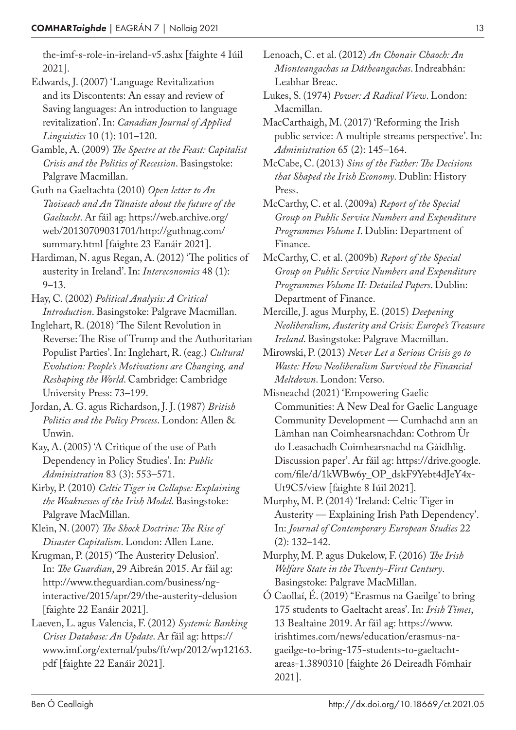the-imf-s-role-in-ireland-v5.ashx [faighte 4 Iúil 2021].

Edwards, J. (2007) 'Language Revitalization and its Discontents: An essay and review of Saving languages: An introduction to language revitalization'. In: *Canadian Journal of Applied Linguistics* 10 (1): 101–120.

Gamble, A. (2009) *The Spectre at the Feast: Capitalist Crisis and the Politics of Recession*. Basingstoke: Palgrave Macmillan.

Guth na Gaeltachta (2010) *Open letter to An Taoiseach and An Tánaiste about the future of the Gaeltacht*. Ar fáil ag: https://web.archive.org/web/20130709031701/http://guthnag.com/summary.html [faighte 23 Eanáir 2021].

Hardiman, N. agus Regan, A. (2012) 'The politics of austerity in Ireland'. In: *Intereconomics* 48 (1): 9–13.

Hay, C. (2002) *Political Analysis: A Critical Introduction*. Basingstoke: Palgrave Macmillan.

Inglehart, R. (2018) 'The Silent Revolution in Reverse: The Rise of Trump and the Authoritarian Populist Parties'. In: Inglehart, R. (eag.) *Cultural Evolution: People's Motivations are Changing, and Reshaping the World*. Cambridge: Cambridge University Press: 73–199.

Jordan, A. G. agus Richardson, J. J. (1987) *British Politics and the Policy Process*. London: Allen & Unwin.

Kay, A. (2005) 'A Critique of the use of Path Dependency in Policy Studies'. In: *Public Administration* 83 (3): 553–571.

Kirby, P. (2010) *Celtic Tiger in Collapse: Explaining the Weaknesses of the Irish Model*. Basingstoke: Palgrave MacMillan.

Klein, N. (2007) *The Shock Doctrine: The Rise of Disaster Capitalism*. London: Allen Lane.

Krugman, P. (2015) 'The Austerity Delusion'. In: *The Guardian*, 29 Aibreán 2015. Ar fáil ag: http://www.theguardian.com/business/ng-interactive/2015/apr/29/the-austerity-delusion [faighte 22 Eanáir 2021].

Laeven, L. agus Valencia, F. (2012) *Systemic Banking Crises Database: An Update*. Ar fáil ag: https://www.imf.org/external/pubs/ft/wp/2012/wp12163.pdf [faighte 22 Eanáir 2021].

Lenoach, C. et al. (2012) *An Chonair Chaoch: An Mionteangachas sa Dátheangachas*. Indreabhán: Leabhar Breac.

Lukes, S. (1974) *Power: A Radical View*. London: Macmillan.

MacCarthaigh, M. (2017) 'Reforming the Irish public service: A multiple streams perspective'. In: *Administration* 65 (2): 145–164.

McCabe, C. (2013) *Sins of the Father: The Decisions that Shaped the Irish Economy*. Dublin: History Press.

McCarthy, C. et al. (2009a) *Report of the Special Group on Public Service Numbers and Expenditure Programmes Volume I*. Dublin: Department of Finance.

McCarthy, C. et al. (2009b) *Report of the Special Group on Public Service Numbers and Expenditure Programmes Volume II: Detailed Papers*. Dublin: Department of Finance.

Mercille, J. agus Murphy, E. (2015) *Deepening Neoliberalism, Austerity and Crisis: Europe's Treasure Ireland*. Basingstoke: Palgrave Macmillan.

Mirowski, P. (2013) *Never Let a Serious Crisis go to Waste: How Neoliberalism Survived the Financial Meltdown*. London: Verso.

Misneachd (2021) 'Empowering Gaelic Communities: A New Deal for Gaelic Language Community Development — Cumhachd ann an Làmhan nan Coimhearsnachdan: Cothrom Ùr do Leasachadh Coimhearsnachd na Gàidhlig. Discussion paper'. Ar fáil ag: https://drive.google.com/file/d/1kWBw6y_OP_dskF9Yebt4dJeY4x-Ut9C5/view [faighte 8 Iúil 2021].

Murphy, M. P. (2014) 'Ireland: Celtic Tiger in Austerity — Explaining Irish Path Dependency'. In: *Journal of Contemporary European Studies* 22 (2): 132–142.

Murphy, M. P. agus Dukelow, F. (2016) *The Irish Welfare State in the Twenty-First Century*. Basingstoke: Palgrave MacMillan.

Ó Caollaí, É. (2019) "Erasmus na Gaeilge' to bring 175 students to Gaeltacht areas'. In: *Irish Times*, 13 Bealtaine 2019. Ar fáil ag: https://www.irishtimes.com/news/education/erasmus-na-gaeilge-to-bring-175-students-to-gaeltacht-areas-1.3890310 [faighte 26 Deireadh Fómhair 2021].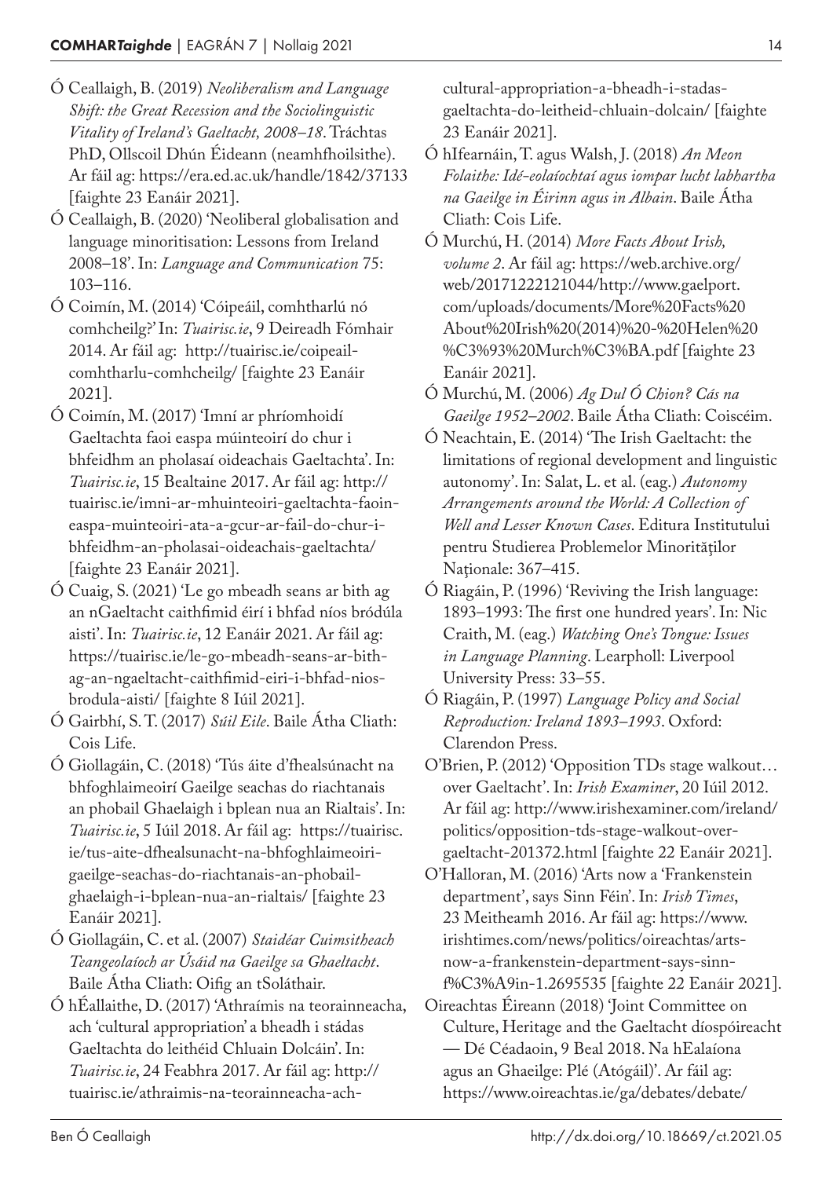Ó Ceallaigh, B. (2019) *Neoliberalism and Language Shift: the Great Recession and the Sociolinguistic Vitality of Ireland's Gaeltacht, 2008–18*. Tráchtas PhD, Ollscoil Dhún Éideann (neamhfhoilsithe). Ar fáil ag: https://era.ed.ac.uk/handle/1842/37133 [faighte 23 Eanáir 2021].

Ó Ceallaigh, B. (2020) 'Neoliberal globalisation and language minoritisation: Lessons from Ireland 2008–18'. In: *Language and Communication* 75: 103–116.

Ó Coimín, M. (2014) 'Cóipeáil, comhtharlú nó comhcheilg?' In: *Tuairisc.ie*, 9 Deireadh Fómhair 2014. Ar fáil ag: http://tuairisc.ie/coipeail-comhtharlu-comhcheilg/ [faighte 23 Eanáir 2021].

Ó Coimín, M. (2017) 'Imní ar phríomhoidí Gaeltachta faoi easpa múinteoirí do chur i bhfeidhm an pholasaí oideachais Gaeltachta'. In: *Tuairisc.ie*, 15 Bealtaine 2017. Ar fáil ag: http://tuairisc.ie/imni-ar-mhuinteoiri-gaeltachta-faoin-easpa-muinteoiri-ata-a-gcur-ar-fail-do-chur-i-bhfeidhm-an-pholasai-oideachais-gaeltachta/ [faighte 23 Eanáir 2021].

Ó Cuaig, S. (2021) 'Le go mbeadh seans ar bith ag an nGaeltacht caithfimid éirí i bhfad níos bródúla aisti'. In: *Tuairisc.ie*, 12 Eanáir 2021. Ar fáil ag: https://tuairisc.ie/le-go-mbeadh-seans-ar-bith-ag-an-ngaeltacht-caithfimid-eiri-i-bhfad-nios-brodula-aisti/ [faighte 8 Iúil 2021].

Ó Gairbhí, S. T. (2017) *Súil Eile*. Baile Átha Cliath: Cois Life.

Ó Giollagáin, C. (2018) 'Tús áite d'fhealsúnacht na bhfoghlaimeoirí Gaeilge seachas do riachtanais an phobail Ghaelaigh i bplean nua an Rialtais'. In: *Tuairisc.ie*, 5 Iúil 2018. Ar fáil ag: https://tuairisc.ie/tus-aite-dfhealsunacht-na-bhfoghlaimeoiri-gaeilge-seachas-do-riachtanais-an-phobail-ghaelaigh-i-bplean-nua-an-rialtais/ [faighte 23 Eanáir 2021].

Ó Giollagáin, C. et al. (2007) *Staidéar Cuimsitheach Teangeolaíoch ar Úsáid na Gaeilge sa Ghaeltacht*. Baile Átha Cliath: Oifig an tSoláthair.

Ó hÉallaithe, D. (2017) 'Athraímis na teorainneacha, ach 'cultural appropriation' a bheadh i stádas Gaeltachta do leithéid Chluain Dolcáin'. In: *Tuairisc.ie*, 24 Feabhra 2017. Ar fáil ag: http://tuairisc.ie/athraimis-na-teorainneacha-ach-cultural-appropriation-a-bheadh-i-stadas-gaeltachta-do-leitheid-chluain-dolcain/ [faighte 23 Eanáir 2021].

Ó hIfearnáin, T. agus Walsh, J. (2018) *An Meon Folaithe: Idé-eolaíochtaí agus iompar lucht labhartha na Gaeilge in Éirinn agus in Albain*. Baile Átha Cliath: Cois Life.

Ó Murchú, H. (2014) *More Facts About Irish, volume 2*. Ar fáil ag: https://web.archive.org/web/20171222121044/http://www.gaelport.com/uploads/documents/More%20Facts%20About%20Irish%20(2014)%20-%20Helen%20%C3%93%20Murch%C3%BA.pdf [faighte 23 Eanáir 2021].

Ó Murchú, M. (2006) *Ag Dul Ó Chion? Cás na Gaeilge 1952–2002*. Baile Átha Cliath: Coiscéim.

Ó Neachtain, E. (2014) 'The Irish Gaeltacht: the limitations of regional development and linguistic autonomy'. In: Salat, L. et al. (eag.) *Autonomy Arrangements around the World: A Collection of Well and Lesser Known Cases*. Editura Institutului pentru Studierea Problemelor Minorităţilor Naţionale: 367–415.

Ó Riagáin, P. (1996) 'Reviving the Irish language: 1893–1993: The first one hundred years'. In: Nic Craith, M. (eag.) *Watching One's Tongue: Issues in Language Planning*. Learpholl: Liverpool University Press: 33–55.

Ó Riagáin, P. (1997) *Language Policy and Social Reproduction: Ireland 1893–1993*. Oxford: Clarendon Press.

O'Brien, P. (2012) 'Opposition TDs stage walkout… over Gaeltacht'. In: *Irish Examiner*, 20 Iúil 2012. Ar fáil ag: http://www.irishexaminer.com/ireland/politics/opposition-tds-stage-walkout-over-gaeltacht-201372.html [faighte 22 Eanáir 2021].

O'Halloran, M. (2016) 'Arts now a 'Frankenstein department', says Sinn Féin'. In: *Irish Times*, 23 Meitheamh 2016. Ar fáil ag: https://www.irishtimes.com/news/politics/oireachtas/arts-now-a-frankenstein-department-says-sinn-f%C3%A9in-1.2695535 [faighte 22 Eanáir 2021].

Oireachtas Éireann (2018) 'Joint Committee on Culture, Heritage and the Gaeltacht díospóireacht — Dé Céadaoin, 9 Beal 2018. Na hEalaíona agus an Ghaeilge: Plé (Atógáil)'. Ar fáil ag: https://www.oireachtas.ie/ga/debates/debate/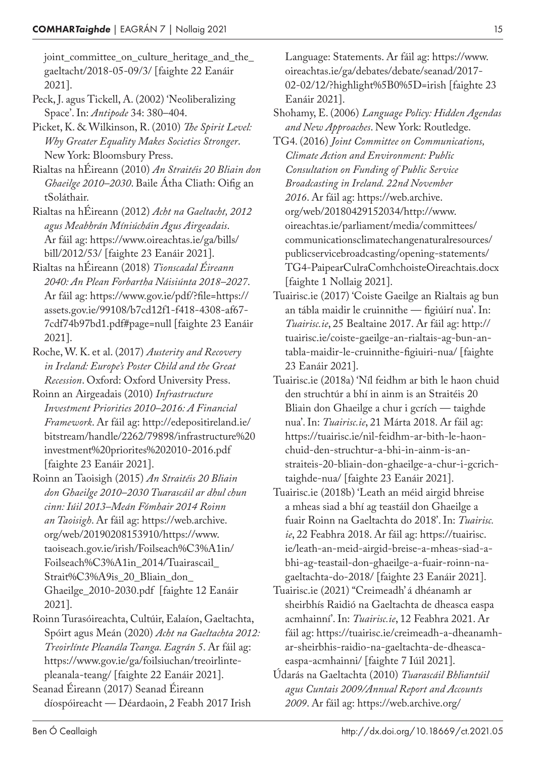joint_committee_on_culture_heritage_and_the_gaeltacht/2018-05-09/3/ [faighte 22 Eanáir 2021].

Peck, J. agus Tickell, A. (2002) 'Neoliberalizing Space'. In: *Antipode* 34: 380–404.

Picket, K. & Wilkinson, R. (2010) *The Spirit Level: Why Greater Equality Makes Societies Stronger*. New York: Bloomsbury Press.

Rialtas na hÉireann (2010) *An Straitéis 20 Bliain don Ghaeilge 2010–2030*. Baile Átha Cliath: Oifig an tSoláthair.

Rialtas na hÉireann (2012) *Acht na Gaeltacht, 2012 agus Meabhrán Míniúcháin Agus Airgeadais*. Ar fáil ag: https://www.oireachtas.ie/ga/bills/bill/2012/53/ [faighte 23 Eanáir 2021].

Rialtas na hÉireann (2018) *Tionscadal Éireann 2040: An Plean Forbartha Náisiúnta 2018–2027*. Ar fáil ag: https://www.gov.ie/pdf/?file=https://assets.gov.ie/99108/b7cd12f1-f418-4308-af67-7cdf74b97bd1.pdf#page=null [faighte 23 Eanáir 2021].

Roche, W. K. et al. (2017) *Austerity and Recovery in Ireland: Europe's Poster Child and the Great Recession*. Oxford: Oxford University Press.

Roinn an Airgeadais (2010) *Infrastructure Investment Priorities 2010–2016: A Financial Framework*. Ar fáil ag: http://edepositireland.ie/bitstream/handle/2262/79898/infrastructure%20investment%20priorites%202010-2016.pdf [faighte 23 Eanáir 2021].

Roinn an Taoisigh (2015) *An Straitéis 20 Bliain don Ghaeilge 2010–2030 Tuarascáil ar dhul chun cinn: Iúil 2013–Meán Fómhair 2014 Roinn an Taoisigh*. Ar fáil ag: https://web.archive.org/web/20190208153910/https://www.taoiseach.gov.ie/irish/Foilseach%C3%A1in/Foilseach%C3%A1in_2014/Tuairascail_Strait%C3%A9is_20_Bliain_don_Ghaeilge_2010-2030.pdf [faighte 12 Eanáir 2021].

Roinn Turasóireachta, Cultúir, Ealaíon, Gaeltachta, Spóirt agus Meán (2020) *Acht na Gaeltachta 2012: Treoirlínte Pleanála Teanga. Eagrán 5*. Ar fáil ag: https://www.gov.ie/ga/foilsiuchan/treoirlinte-pleanala-teang/ [faighte 22 Eanáir 2021].

Seanad Éireann (2017) Seanad Éireann díospóireacht — Déardaoin, 2 Feabh 2017 Irish Language: Statements. Ar fáil ag: https://www.oireachtas.ie/ga/debates/debate/seanad/2017-02-02/12/?highlight%5B0%5D=irish [faighte 23 Eanáir 2021].

Shohamy, E. (2006) *Language Policy: Hidden Agendas and New Approaches*. New York: Routledge.

TG4. (2016) *Joint Committee on Communications, Climate Action and Environment: Public Consultation on Funding of Public Service Broadcasting in Ireland. 22nd November 2016*. Ar fáil ag: https://web.archive.org/web/20180429152034/http://www.oireachtas.ie/parliament/media/committees/communicationsclimatechangenaturalresources/publicservicebroadcasting/opening-statements/TG4-PaipearCulraComhchoisteOireachtais.docx [faighte 1 Nollaig 2021].

Tuairisc.ie (2017) 'Coiste Gaeilge an Rialtais ag bun an tábla maidir le cruinnithe — figiúirí nua'. In: *Tuairisc.ie*, 25 Bealtaine 2017. Ar fáil ag: http://tuairisc.ie/coiste-gaeilge-an-rialtais-ag-bun-an-tabla-maidir-le-cruinnithe-figiuiri-nua/ [faighte 23 Eanáir 2021].

Tuairisc.ie (2018a) 'Níl feidhm ar bith le haon chuid den struchtúr a bhí in ainm is an Straitéis 20 Bliain don Ghaeilge a chur i gcrích — taighde nua'. In: *Tuairisc.ie*, 21 Márta 2018. Ar fáil ag: https://tuairisc.ie/nil-feidhm-ar-bith-le-haon-chuid-den-struchtur-a-bhi-in-ainm-is-an-straiteis-20-bliain-don-ghaeilge-a-chur-i-gcrich-taighde-nua/ [faighte 23 Eanáir 2021].

Tuairisc.ie (2018b) 'Leath an méid airgid bhreise a mheas siad a bhí ag teastáil don Ghaeilge a fuair Roinn na Gaeltachta do 2018'. In: *Tuairisc.ie*, 22 Feabhra 2018. Ar fáil ag: https://tuairisc.ie/leath-an-meid-airgid-breise-a-mheas-siad-a-bhi-ag-teastail-don-ghaeilge-a-fuair-roinn-na-gaeltachta-do-2018/ [faighte 23 Eanáir 2021].

Tuairisc.ie (2021) "Creimeadh' á dhéanamh ar sheirbhís Raidió na Gaeltachta de dheasca easpa acmhainní'. In: *Tuairisc.ie*, 12 Feabhra 2021. Ar fáil ag: https://tuairisc.ie/creimeadh-a-dheanamh-ar-sheirbhis-raidio-na-gaeltachta-de-dheasca-easpa-acmhainni/ [faighte 7 Iúil 2021].

Údarás na Gaeltachta (2010) *Tuarascáil Bhliantúil agus Cuntais 2009/Annual Report and Accounts 2009*. Ar fáil ag: https://web.archive.org/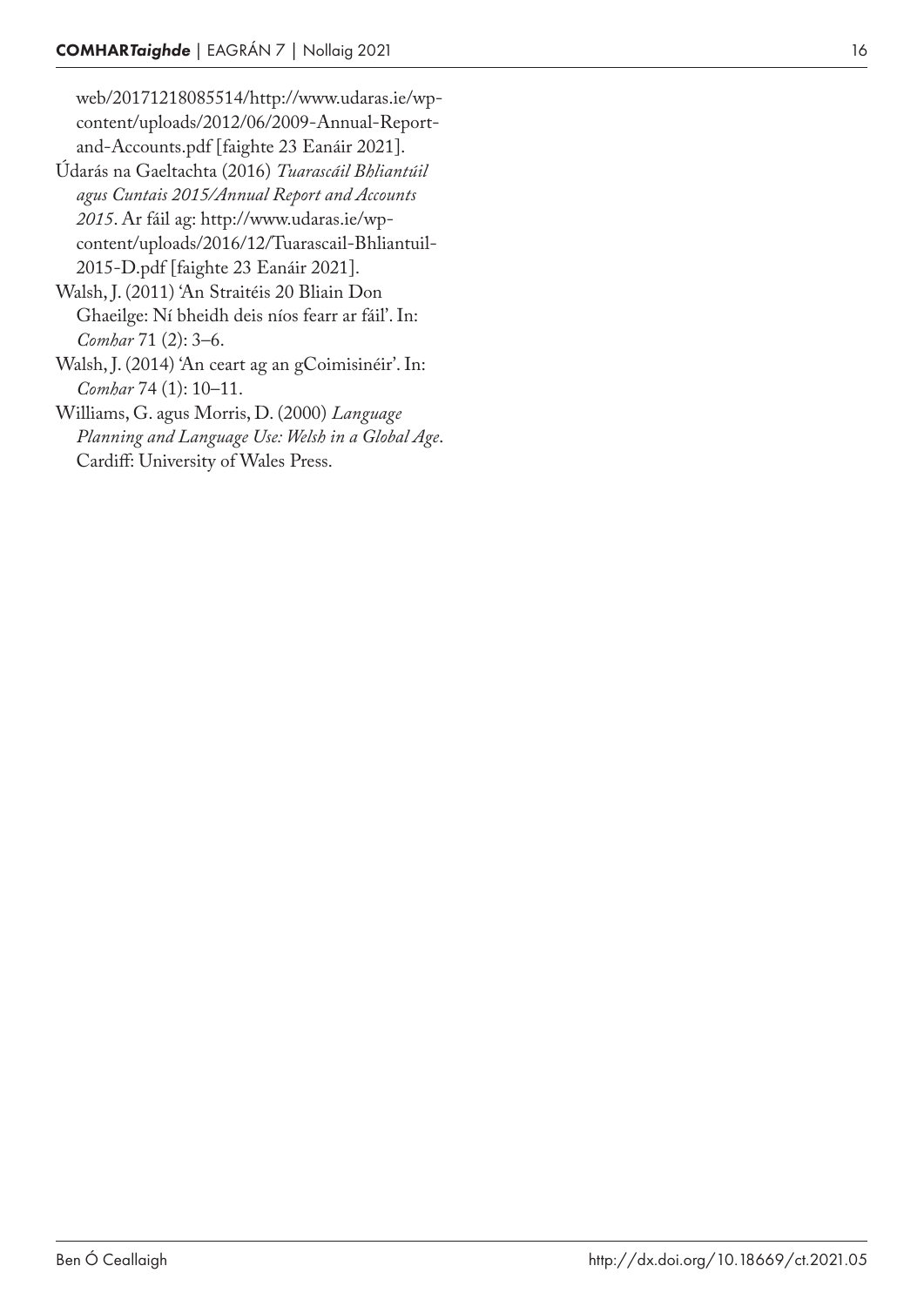web/20171218085514/http://www.udaras.ie/wp-content/uploads/2012/06/2009-Annual-Report-and-Accounts.pdf [faighte 23 Eanáir 2021].

Údarás na Gaeltachta (2016) *Tuarascáil Bhliantúil agus Cuntais 2015/Annual Report and Accounts 2015*. Ar fáil ag: http://www.udaras.ie/wp-content/uploads/2016/12/Tuarascail-Bhliantuil-2015-D.pdf [faighte 23 Eanáir 2021].

Walsh, J. (2011) 'An Straitéis 20 Bliain Don Ghaeilge: Ní bheidh deis níos fearr ar fáil'. In: *Comhar* 71 (2): 3–6.

Walsh, J. (2014) 'An ceart ag an gCoimisinéir'. In: *Comhar* 74 (1): 10–11.

Williams, G. agus Morris, D. (2000) *Language Planning and Language Use: Welsh in a Global Age*. Cardiff: University of Wales Press.